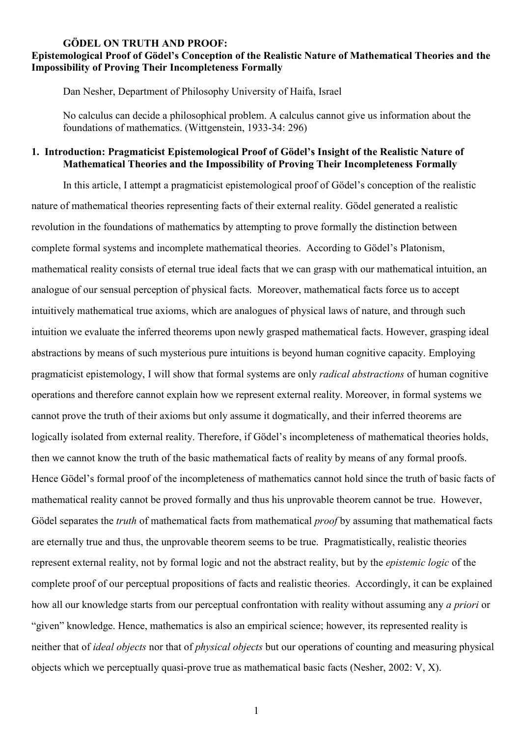# GÖDEL ON TRUTH AND PROOF:

## Epistemological Proof of Gödel's Conception of the Realistic Nature of Mathematical Theories and the Impossibility of Proving Their Incompleteness Formally

Dan Nesher, Department of Philosophy University of Haifa, Israel

No calculus can decide a philosophical problem. A calculus cannot give us information about the foundations of mathematics. (Wittgenstein, 1933-34: 296)

## 1. Introduction: Pragmaticist Epistemological Proof of Gödel's Insight of the Realistic Nature of Mathematical Theories and the Impossibility of Proving Their Incompleteness Formally

In this article, I attempt a pragmaticist epistemological proof of Gödel's conception of the realistic nature of mathematical theories representing facts of their external reality. Gödel generated a realistic revolution in the foundations of mathematics by attempting to prove formally the distinction between complete formal systems and incomplete mathematical theories. According to Gödel's Platonism, mathematical reality consists of eternal true ideal facts that we can grasp with our mathematical intuition, an analogue of our sensual perception of physical facts. Moreover, mathematical facts force us to accept intuitively mathematical true axioms, which are analogues of physical laws of nature, and through such intuition we evaluate the inferred theorems upon newly grasped mathematical facts. However, grasping ideal abstractions by means of such mysterious pure intuitions is beyond human cognitive capacity. Employing pragmaticist epistemology, I will show that formal systems are only *radical abstractions* of human cognitive operations and therefore cannot explain how we represent external reality. Moreover, in formal systems we cannot prove the truth of their axioms but only assume it dogmatically, and their inferred theorems are logically isolated from external reality. Therefore, if Gödel's incompleteness of mathematical theories holds, then we cannot know the truth of the basic mathematical facts of reality by means of any formal proofs. Hence Gödel's formal proof of the incompleteness of mathematics cannot hold since the truth of basic facts of mathematical reality cannot be proved formally and thus his unprovable theorem cannot be true. However, Gödel separates the *truth* of mathematical facts from mathematical *proof* by assuming that mathematical facts are eternally true and thus, the unprovable theorem seems to be true. Pragmatistically, realistic theories represent external reality, not by formal logic and not the abstract reality, but by the *epistemic logic* of the complete proof of our perceptual propositions of facts and realistic theories. Accordingly, it can be explained how all our knowledge starts from our perceptual confrontation with reality without assuming any *a priori* or "given" knowledge. Hence, mathematics is also an empirical science; however, its represented reality is neither that of *ideal objects* nor that of *physical objects* but our operations of counting and measuring physical objects which we perceptually quasi-prove true as mathematical basic facts (Nesher, 2002: V, X).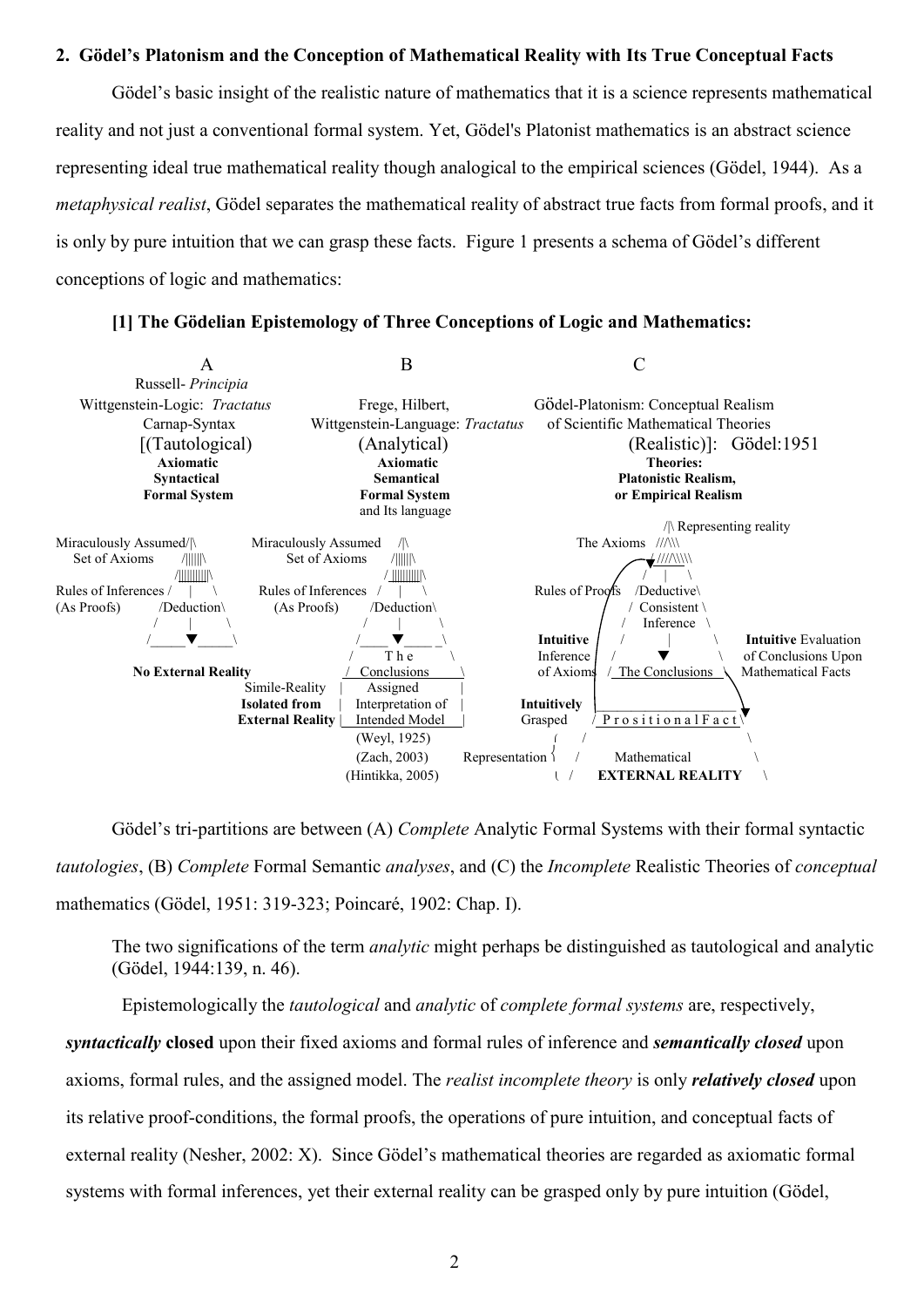## 2. Gödel's Platonism and the Conception of Mathematical Reality with Its True Conceptual Facts

Gödel's basic insight of the realistic nature of mathematics that it is a science represents mathematical reality and not just a conventional formal system. Yet, Gödel's Platonist mathematics is an abstract science representing ideal true mathematical reality though analogical to the empirical sciences (Gödel, 1944). As a *metaphysical realist*, Gödel separates the mathematical reality of abstract true facts from formal proofs, and it is only by pure intuition that we can grasp these facts. Figure 1 presents a schema of Gödel's different conceptions of logic and mathematics:

**[1] The Gödelian Epistemology of Three Conceptions of Logic and Mathematics:**

```
            A                                    B                                         C
     Russell- Principia
 Wittgenstein-Logic: Tractatus            Frege, Hilbert,                  Gödel-Platonism: Conceptual Realism
       Carnap-Syntax              Wittgenstein-Language: Tractatus      of Scientific Mathematical Theories
      [(Tautological)                     (Analytical)                          (Realistic)]:  Gödel:1951
          Axiomatic                         Axiomatic                                Theories:
         Syntactical                        Semantical                         Platonistic Realism,
       Formal System                      Formal System                        or Empirical Realism
                                          and Its language
                                                                                 /|\ Representing reality
Miraculously Assumed/|\         Miraculously Assumed   /|\                The Axioms  ///|\\\
  Set of Axioms    /||||\           Set of Axioms     /||||\                          ///|\\\\
                  /||||||\                           /||||||\                         /  |  \
Rules of Inferences /  |  \     Rules of Inferences  /  |  \             Rules of Proofs  /Deductive\
(As Proofs)     /Deduction\     (As Proofs)      /Deduction\                          / Consistent \
               /    |     \                     /     |    \                          /  Inference  \
              /_____▼_____\                    /_____▼_____\              Intuitive  /      |       \   Intuitive Evaluation
                                              /    The      \             Inference /       ▼        \  of Conclusions Upon
     No External Reality                     /  Conclusions  \            of Axioms/ The Conclusions  \ Mathematical Facts
                              Simile-Reality |    Assigned    |
                              Isolated from  | Interpretation of |        Intuitively |________________________|
                              External Reality | Intended Model |          Grasped   / P r o s i t i o n a l F a c t \
                                             (Weyl, 1925)                           /                               \
                                             (Zach, 2003)      Representation {    /        Mathematical              \
                                             (Hintikka, 2005)                     /      EXTERNAL REALITY              \
```

Gödel's tri-partitions are between (A) *Complete* Analytic Formal Systems with their formal syntactic *tautologies*, (B) *Complete* Formal Semantic *analyses*, and (C) the *Incomplete* Realistic Theories of *conceptual* mathematics (Gödel, 1951: 319-323; Poincaré, 1902: Chap. I).

> The two significations of the term *analytic* might perhaps be distinguished as tautological and analytic (Gödel, 1944:139, n. 46).

Epistemologically the *tautological* and *analytic* of *complete formal systems* are, respectively, ***syntactically* closed** upon their fixed axioms and formal rules of inference and ***semantically closed*** upon axioms, formal rules, and the assigned model. The *realist incomplete theory* is only ***relatively closed*** upon its relative proof-conditions, the formal proofs, the operations of pure intuition, and conceptual facts of external reality (Nesher, 2002: X). Since Gödel's mathematical theories are regarded as axiomatic formal systems with formal inferences, yet their external reality can be grasped only by pure intuition (Gödel,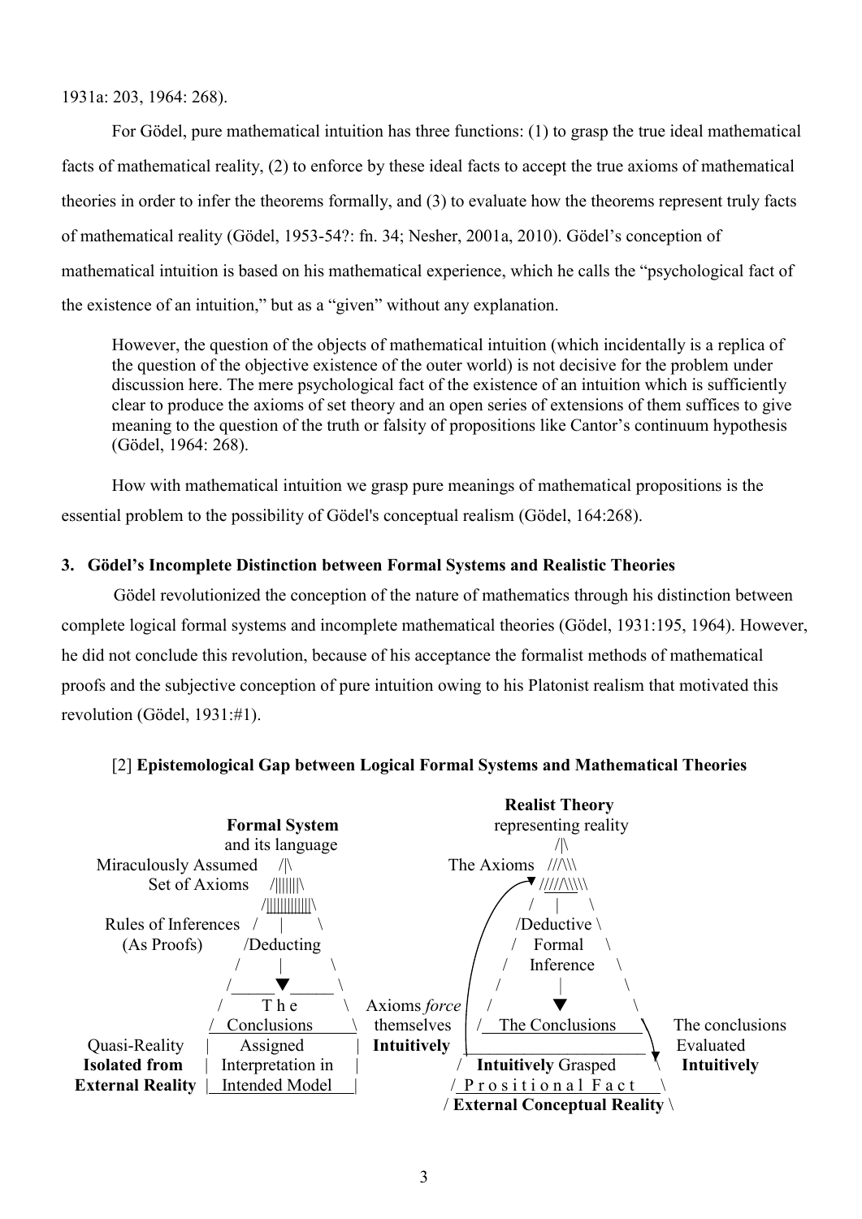1931a: 203, 1964: 268).

For Gödel, pure mathematical intuition has three functions: (1) to grasp the true ideal mathematical facts of mathematical reality, (2) to enforce by these ideal facts to accept the true axioms of mathematical theories in order to infer the theorems formally, and (3) to evaluate how the theorems represent truly facts of mathematical reality (Gödel, 1953-54?: fn. 34; Nesher, 2001a, 2010). Gödel's conception of mathematical intuition is based on his mathematical experience, which he calls the "psychological fact of the existence of an intuition," but as a "given" without any explanation.

> However, the question of the objects of mathematical intuition (which incidentally is a replica of the question of the objective existence of the outer world) is not decisive for the problem under discussion here. The mere psychological fact of the existence of an intuition which is sufficiently clear to produce the axioms of set theory and an open series of extensions of them suffices to give meaning to the question of the truth or falsity of propositions like Cantor's continuum hypothesis (Gödel, 1964: 268).

How with mathematical intuition we grasp pure meanings of mathematical propositions is the essential problem to the possibility of Gödel's conceptual realism (Gödel, 164:268).

### 3. Gödel's Incomplete Distinction between Formal Systems and Realistic Theories

Gödel revolutionized the conception of the nature of mathematics through his distinction between complete logical formal systems and incomplete mathematical theories (Gödel, 1931:195, 1964). However, he did not conclude this revolution, because of his acceptance the formalist methods of mathematical proofs and the subjective conception of pure intuition owing to his Platonist realism that motivated this revolution (Gödel, 1931:#1).

[2] **Epistemological Gap between Logical Formal Systems and Mathematical Theories**

```
                                                          Realist Theory
                 Formal System                          representing reality
                and its language                               /|\
   Miraculously Assumed   /|\                    The Axioms  ///\\\
          Set of Axioms  /|||||||\                          ////\\\\
                        /|||||||||||\                      /   |    \
   Rules of Inferences  /    |      \                    /Deductive \
       (As Proofs)     /Deducting                        /  Formal    \
                      /      |       \                  /   Inference  \
                     /______▼______\                   /       |        \
                    /     T h e      \   Axioms force  /        ▼         \
                   /__Conclusions____\   themselves  | /__The Conclusions__\   The conclusions
   Quasi-Reality   |     Assigned     |  Intuitively |______________________   Evaluated
   Isolated from   |  Interpretation in |             /  Intuitively Grasped \   Intuitively
   External Reality |__Intended Model__|             /_P r o s i t i o n a l F a c t__\
                                                    / External Conceptual Reality \
```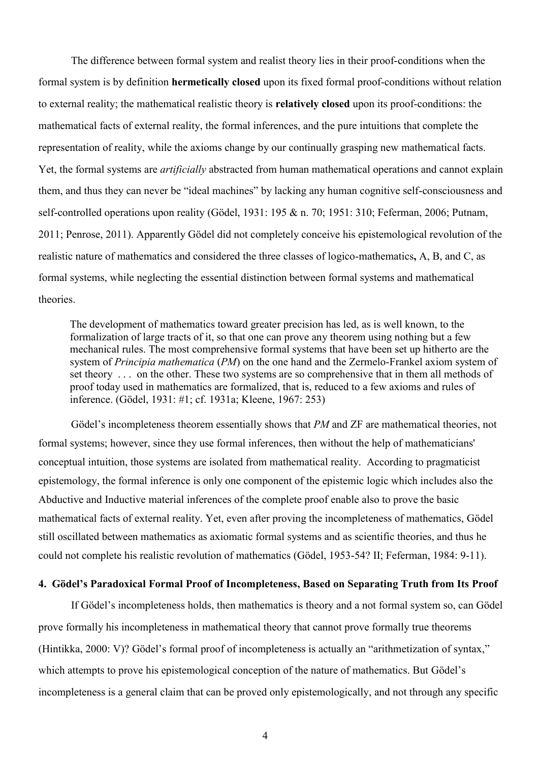The difference between formal system and realist theory lies in their proof-conditions when the formal system is by definition **hermetically closed** upon its fixed formal proof-conditions without relation to external reality; the mathematical realistic theory is **relatively closed** upon its proof-conditions: the mathematical facts of external reality, the formal inferences, and the pure intuitions that complete the representation of reality, while the axioms change by our continually grasping new mathematical facts. Yet, the formal systems are *artificially* abstracted from human mathematical operations and cannot explain them, and thus they can never be "ideal machines" by lacking any human cognitive self-consciousness and self-controlled operations upon reality (Gödel, 1931: 195 & n. 70; 1951: 310; Feferman, 2006; Putnam, 2011; Penrose, 2011). Apparently Gödel did not completely conceive his epistemological revolution of the realistic nature of mathematics and considered the three classes of logico-mathematics**,** A, B, and C, as formal systems, while neglecting the essential distinction between formal systems and mathematical theories.

> The development of mathematics toward greater precision has led, as is well known, to the formalization of large tracts of it, so that one can prove any theorem using nothing but a few mechanical rules. The most comprehensive formal systems that have been set up hitherto are the system of *Principia mathematica* (*PM*) on the one hand and the Zermelo-Frankel axiom system of set theory . . . on the other. These two systems are so comprehensive that in them all methods of proof today used in mathematics are formalized, that is, reduced to a few axioms and rules of inference. (Gödel, 1931: #1; cf. 1931a; Kleene, 1967: 253)

Gödel's incompleteness theorem essentially shows that *PM* and ZF are mathematical theories, not formal systems; however, since they use formal inferences, then without the help of mathematicians' conceptual intuition, those systems are isolated from mathematical reality. According to pragmaticist epistemology, the formal inference is only one component of the epistemic logic which includes also the Abductive and Inductive material inferences of the complete proof enable also to prove the basic mathematical facts of external reality. Yet, even after proving the incompleteness of mathematics, Gödel still oscillated between mathematics as axiomatic formal systems and as scientific theories, and thus he could not complete his realistic revolution of mathematics (Gödel, 1953-54? II; Feferman, 1984: 9-11).

## 4. Gödel's Paradoxical Formal Proof of Incompleteness, Based on Separating Truth from Its Proof

If Gödel's incompleteness holds, then mathematics is theory and a not formal system so, can Gödel prove formally his incompleteness in mathematical theory that cannot prove formally true theorems (Hintikka, 2000: V)? Gödel's formal proof of incompleteness is actually an "arithmetization of syntax," which attempts to prove his epistemological conception of the nature of mathematics. But Gödel's incompleteness is a general claim that can be proved only epistemologically, and not through any specific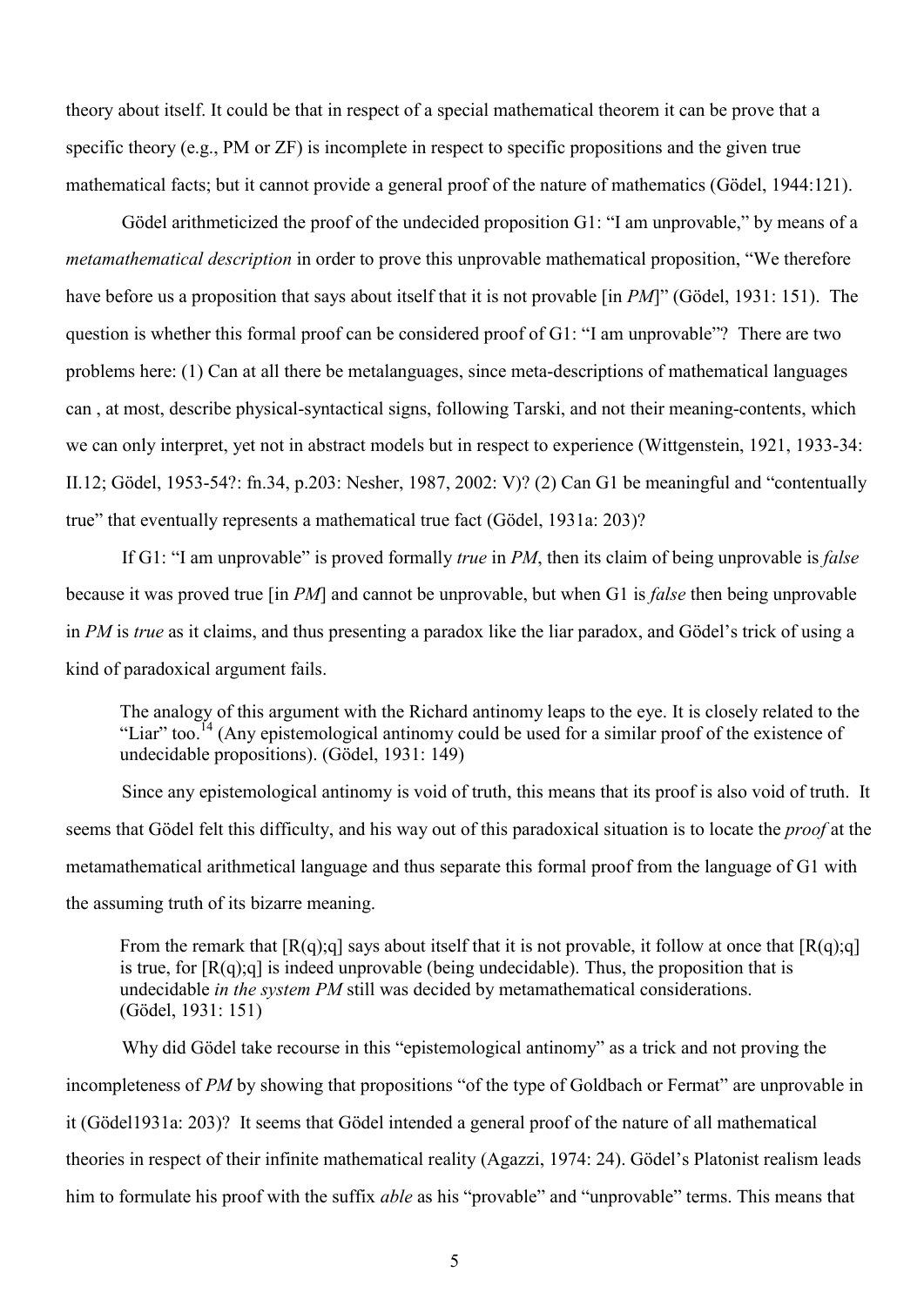theory about itself. It could be that in respect of a special mathematical theorem it can be prove that a specific theory (e.g., PM or ZF) is incomplete in respect to specific propositions and the given true mathematical facts; but it cannot provide a general proof of the nature of mathematics (Gödel, 1944:121).

Gödel arithmeticized the proof of the undecided proposition G1: "I am unprovable," by means of a *metamathematical description* in order to prove this unprovable mathematical proposition, "We therefore have before us a proposition that says about itself that it is not provable [in *PM*]" (Gödel, 1931: 151). The question is whether this formal proof can be considered proof of G1: "I am unprovable"? There are two problems here: (1) Can at all there be metalanguages, since meta-descriptions of mathematical languages can , at most, describe physical-syntactical signs, following Tarski, and not their meaning-contents, which we can only interpret, yet not in abstract models but in respect to experience (Wittgenstein, 1921, 1933-34: II.12; Gödel, 1953-54?: fn.34, p.203: Nesher, 1987, 2002: V)? (2) Can G1 be meaningful and "contentually true" that eventually represents a mathematical true fact (Gödel, 1931a: 203)?

If G1: "I am unprovable" is proved formally *true* in *PM*, then its claim of being unprovable is *false* because it was proved true [in *PM*] and cannot be unprovable, but when G1 is *false* then being unprovable in *PM* is *true* as it claims, and thus presenting a paradox like the liar paradox, and Gödel's trick of using a kind of paradoxical argument fails.

> The analogy of this argument with the Richard antinomy leaps to the eye. It is closely related to the "Liar" too.[14] (Any epistemological antinomy could be used for a similar proof of the existence of undecidable propositions). (Gödel, 1931: 149)

Since any epistemological antinomy is void of truth, this means that its proof is also void of truth. It seems that Gödel felt this difficulty, and his way out of this paradoxical situation is to locate the *proof* at the metamathematical arithmetical language and thus separate this formal proof from the language of G1 with the assuming truth of its bizarre meaning.

> From the remark that [R(q);q] says about itself that it is not provable, it follow at once that [R(q);q] is true, for [R(q);q] is indeed unprovable (being undecidable). Thus, the proposition that is undecidable *in the system PM* still was decided by metamathematical considerations. (Gödel, 1931: 151)

Why did Gödel take recourse in this "epistemological antinomy" as a trick and not proving the incompleteness of *PM* by showing that propositions "of the type of Goldbach or Fermat" are unprovable in it (Gödel1931a: 203)? It seems that Gödel intended a general proof of the nature of all mathematical theories in respect of their infinite mathematical reality (Agazzi, 1974: 24). Gödel's Platonist realism leads him to formulate his proof with the suffix *able* as his "provable" and "unprovable" terms. This means that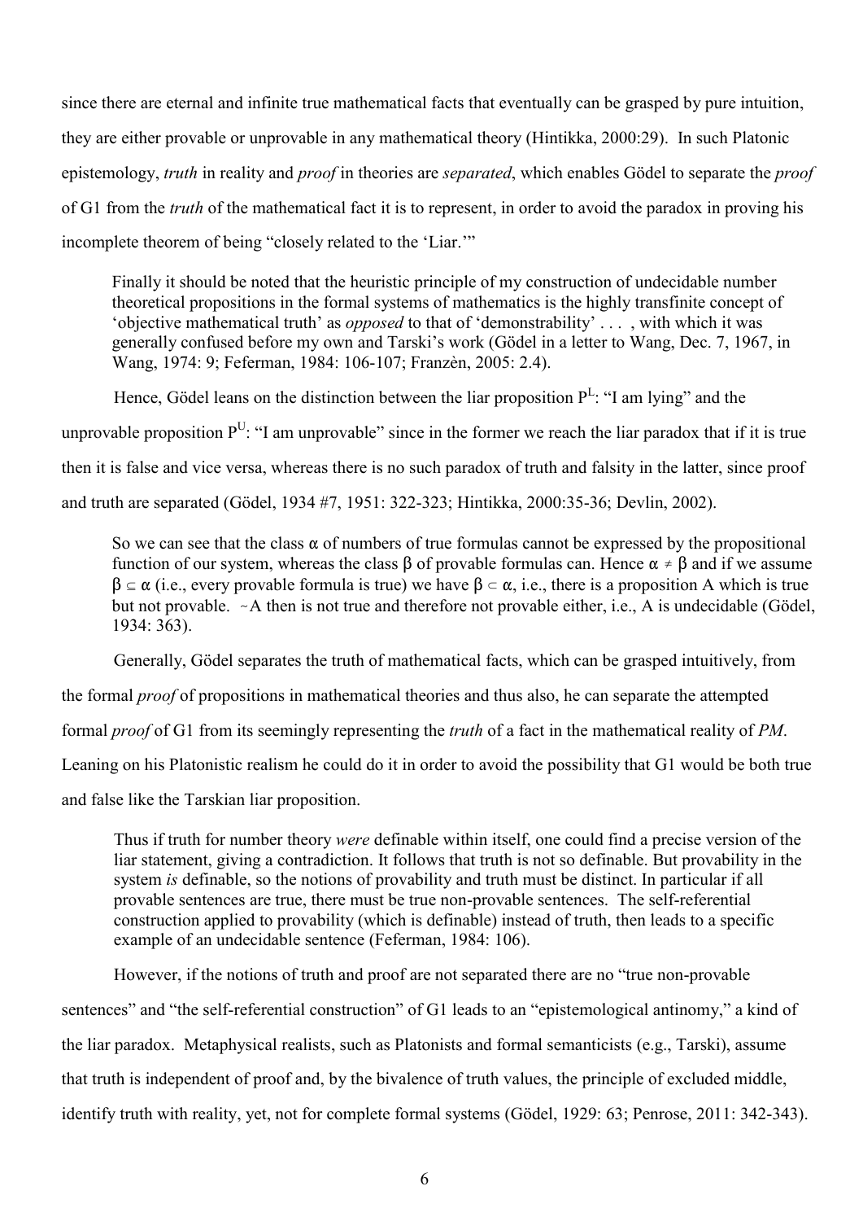since there are eternal and infinite true mathematical facts that eventually can be grasped by pure intuition, they are either provable or unprovable in any mathematical theory (Hintikka, 2000:29). In such Platonic epistemology, *truth* in reality and *proof* in theories are *separated*, which enables Gödel to separate the *proof* of G1 from the *truth* of the mathematical fact it is to represent, in order to avoid the paradox in proving his incomplete theorem of being "closely related to the 'Liar.'"

> Finally it should be noted that the heuristic principle of my construction of undecidable number theoretical propositions in the formal systems of mathematics is the highly transfinite concept of 'objective mathematical truth' as *opposed* to that of 'demonstrability' . . . , with which it was generally confused before my own and Tarski's work (Gödel in a letter to Wang, Dec. 7, 1967, in Wang, 1974: 9; Feferman, 1984: 106-107; Franzèn, 2005: 2.4).

Hence, Gödel leans on the distinction between the liar proposition $P^L$: "I am lying" and the unprovable proposition $P^U$: "I am unprovable" since in the former we reach the liar paradox that if it is true then it is false and vice versa, whereas there is no such paradox of truth and falsity in the latter, since proof and truth are separated (Gödel, 1934 #7, 1951: 322-323; Hintikka, 2000:35-36; Devlin, 2002).

> So we can see that the class $\alpha$ of numbers of true formulas cannot be expressed by the propositional function of our system, whereas the class $\beta$ of provable formulas can. Hence $\alpha \neq \beta$ and if we assume $\beta \subseteq \alpha$ (i.e., every provable formula is true) we have $\beta \subset \alpha$, i.e., there is a proposition A which is true but not provable. ~A then is not true and therefore not provable either, i.e., A is undecidable (Gödel, 1934: 363).

Generally, Gödel separates the truth of mathematical facts, which can be grasped intuitively, from the formal *proof* of propositions in mathematical theories and thus also, he can separate the attempted formal *proof* of G1 from its seemingly representing the *truth* of a fact in the mathematical reality of *PM*. Leaning on his Platonistic realism he could do it in order to avoid the possibility that G1 would be both true and false like the Tarskian liar proposition.

> Thus if truth for number theory *were* definable within itself, one could find a precise version of the liar statement, giving a contradiction. It follows that truth is not so definable. But provability in the system *is* definable, so the notions of provability and truth must be distinct. In particular if all provable sentences are true, there must be true non-provable sentences. The self-referential construction applied to provability (which is definable) instead of truth, then leads to a specific example of an undecidable sentence (Feferman, 1984: 106).

However, if the notions of truth and proof are not separated there are no "true non-provable sentences" and "the self-referential construction" of G1 leads to an "epistemological antinomy," a kind of the liar paradox. Metaphysical realists, such as Platonists and formal semanticists (e.g., Tarski), assume that truth is independent of proof and, by the bivalence of truth values, the principle of excluded middle, identify truth with reality, yet, not for complete formal systems (Gödel, 1929: 63; Penrose, 2011: 342-343).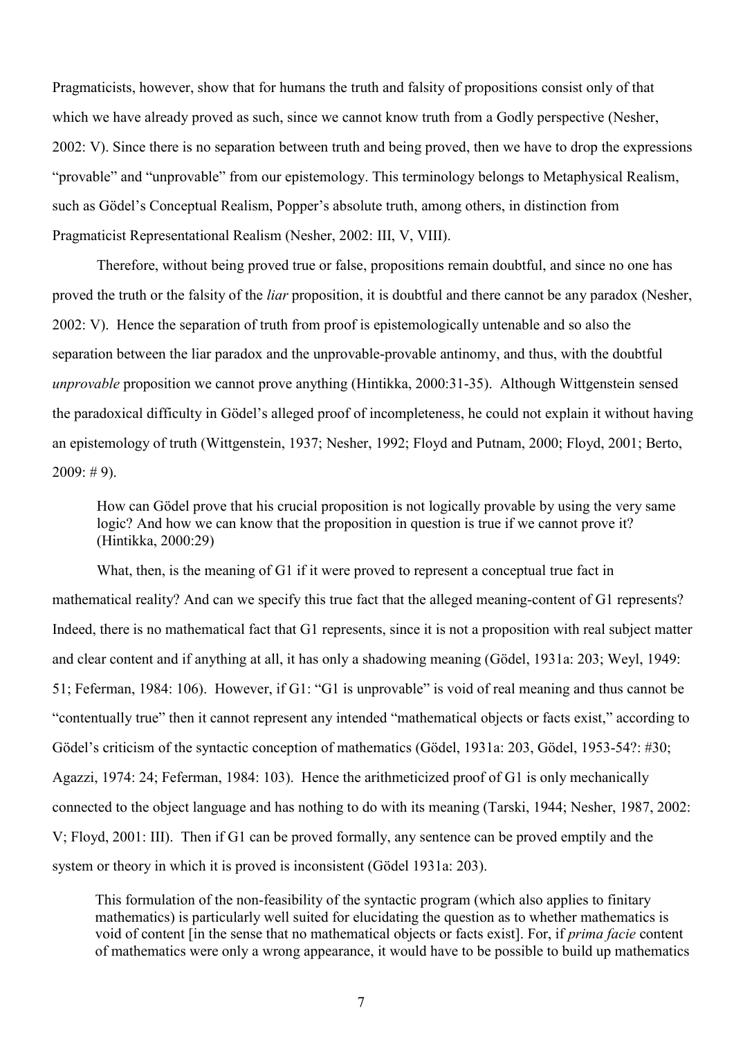Pragmaticists, however, show that for humans the truth and falsity of propositions consist only of that which we have already proved as such, since we cannot know truth from a Godly perspective (Nesher, 2002: V). Since there is no separation between truth and being proved, then we have to drop the expressions "provable" and "unprovable" from our epistemology. This terminology belongs to Metaphysical Realism, such as Gödel's Conceptual Realism, Popper's absolute truth, among others, in distinction from Pragmaticist Representational Realism (Nesher, 2002: III, V, VIII).

Therefore, without being proved true or false, propositions remain doubtful, and since no one has proved the truth or the falsity of the *liar* proposition, it is doubtful and there cannot be any paradox (Nesher, 2002: V). Hence the separation of truth from proof is epistemologically untenable and so also the separation between the liar paradox and the unprovable-provable antinomy, and thus, with the doubtful *unprovable* proposition we cannot prove anything (Hintikka, 2000:31-35). Although Wittgenstein sensed the paradoxical difficulty in Gödel's alleged proof of incompleteness, he could not explain it without having an epistemology of truth (Wittgenstein, 1937; Nesher, 1992; Floyd and Putnam, 2000; Floyd, 2001; Berto, 2009: # 9).

> How can Gödel prove that his crucial proposition is not logically provable by using the very same logic? And how we can know that the proposition in question is true if we cannot prove it? (Hintikka, 2000:29)

What, then, is the meaning of G1 if it were proved to represent a conceptual true fact in mathematical reality? And can we specify this true fact that the alleged meaning-content of G1 represents? Indeed, there is no mathematical fact that G1 represents, since it is not a proposition with real subject matter and clear content and if anything at all, it has only a shadowing meaning (Gödel, 1931a: 203; Weyl, 1949: 51; Feferman, 1984: 106). However, if G1: "G1 is unprovable" is void of real meaning and thus cannot be "contentually true" then it cannot represent any intended "mathematical objects or facts exist," according to Gödel's criticism of the syntactic conception of mathematics (Gödel, 1931a: 203, Gödel, 1953-54?: #30; Agazzi, 1974: 24; Feferman, 1984: 103). Hence the arithmeticized proof of G1 is only mechanically connected to the object language and has nothing to do with its meaning (Tarski, 1944; Nesher, 1987, 2002: V; Floyd, 2001: III). Then if G1 can be proved formally, any sentence can be proved emptily and the system or theory in which it is proved is inconsistent (Gödel 1931a: 203).

> This formulation of the non-feasibility of the syntactic program (which also applies to finitary mathematics) is particularly well suited for elucidating the question as to whether mathematics is void of content [in the sense that no mathematical objects or facts exist]. For, if *prima facie* content of mathematics were only a wrong appearance, it would have to be possible to build up mathematics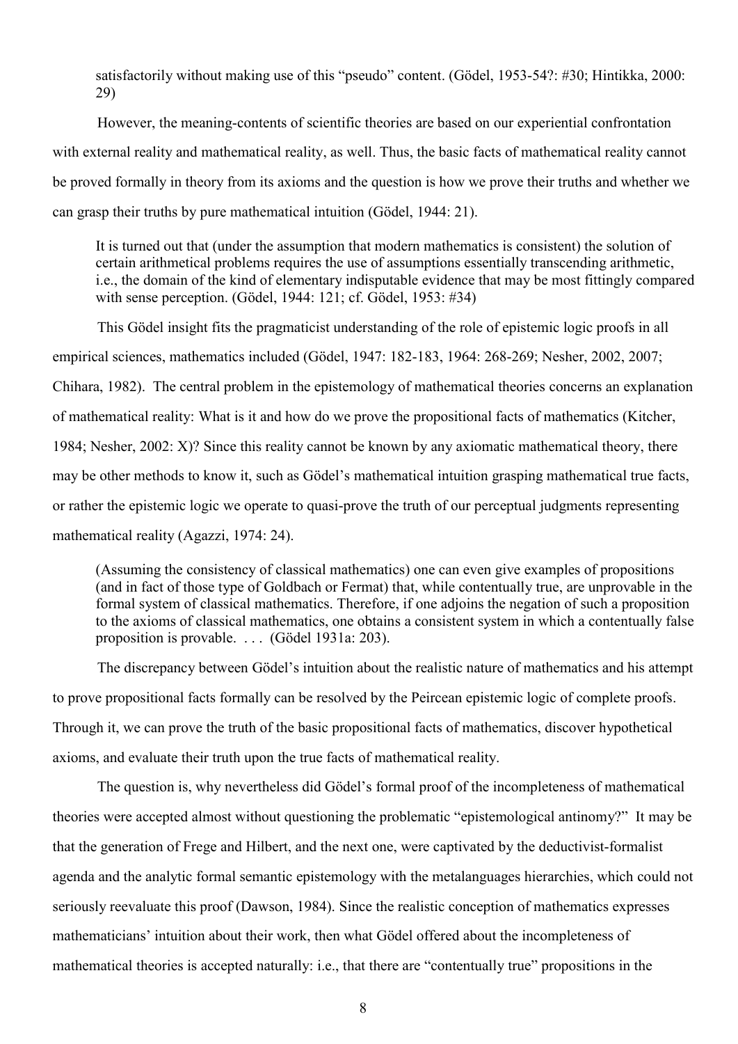> satisfactorily without making use of this "pseudo" content. (Gödel, 1953-54?: #30; Hintikka, 2000: 29)

However, the meaning-contents of scientific theories are based on our experiential confrontation with external reality and mathematical reality, as well. Thus, the basic facts of mathematical reality cannot be proved formally in theory from its axioms and the question is how we prove their truths and whether we can grasp their truths by pure mathematical intuition (Gödel, 1944: 21).

> It is turned out that (under the assumption that modern mathematics is consistent) the solution of certain arithmetical problems requires the use of assumptions essentially transcending arithmetic, i.e., the domain of the kind of elementary indisputable evidence that may be most fittingly compared with sense perception. (Gödel, 1944: 121; cf. Gödel, 1953: #34)

This Gödel insight fits the pragmaticist understanding of the role of epistemic logic proofs in all empirical sciences, mathematics included (Gödel, 1947: 182-183, 1964: 268-269; Nesher, 2002, 2007; Chihara, 1982). The central problem in the epistemology of mathematical theories concerns an explanation of mathematical reality: What is it and how do we prove the propositional facts of mathematics (Kitcher, 1984; Nesher, 2002: X)? Since this reality cannot be known by any axiomatic mathematical theory, there may be other methods to know it, such as Gödel's mathematical intuition grasping mathematical true facts, or rather the epistemic logic we operate to quasi-prove the truth of our perceptual judgments representing mathematical reality (Agazzi, 1974: 24).

> (Assuming the consistency of classical mathematics) one can even give examples of propositions (and in fact of those type of Goldbach or Fermat) that, while contentually true, are unprovable in the formal system of classical mathematics. Therefore, if one adjoins the negation of such a proposition to the axioms of classical mathematics, one obtains a consistent system in which a contentually false proposition is provable. . . . (Gödel 1931a: 203).

The discrepancy between Gödel's intuition about the realistic nature of mathematics and his attempt to prove propositional facts formally can be resolved by the Peircean epistemic logic of complete proofs. Through it, we can prove the truth of the basic propositional facts of mathematics, discover hypothetical axioms, and evaluate their truth upon the true facts of mathematical reality.

The question is, why nevertheless did Gödel's formal proof of the incompleteness of mathematical theories were accepted almost without questioning the problematic "epistemological antinomy?" It may be that the generation of Frege and Hilbert, and the next one, were captivated by the deductivist-formalist agenda and the analytic formal semantic epistemology with the metalanguages hierarchies, which could not seriously reevaluate this proof (Dawson, 1984). Since the realistic conception of mathematics expresses mathematicians' intuition about their work, then what Gödel offered about the incompleteness of mathematical theories is accepted naturally: i.e., that there are "contentually true" propositions in the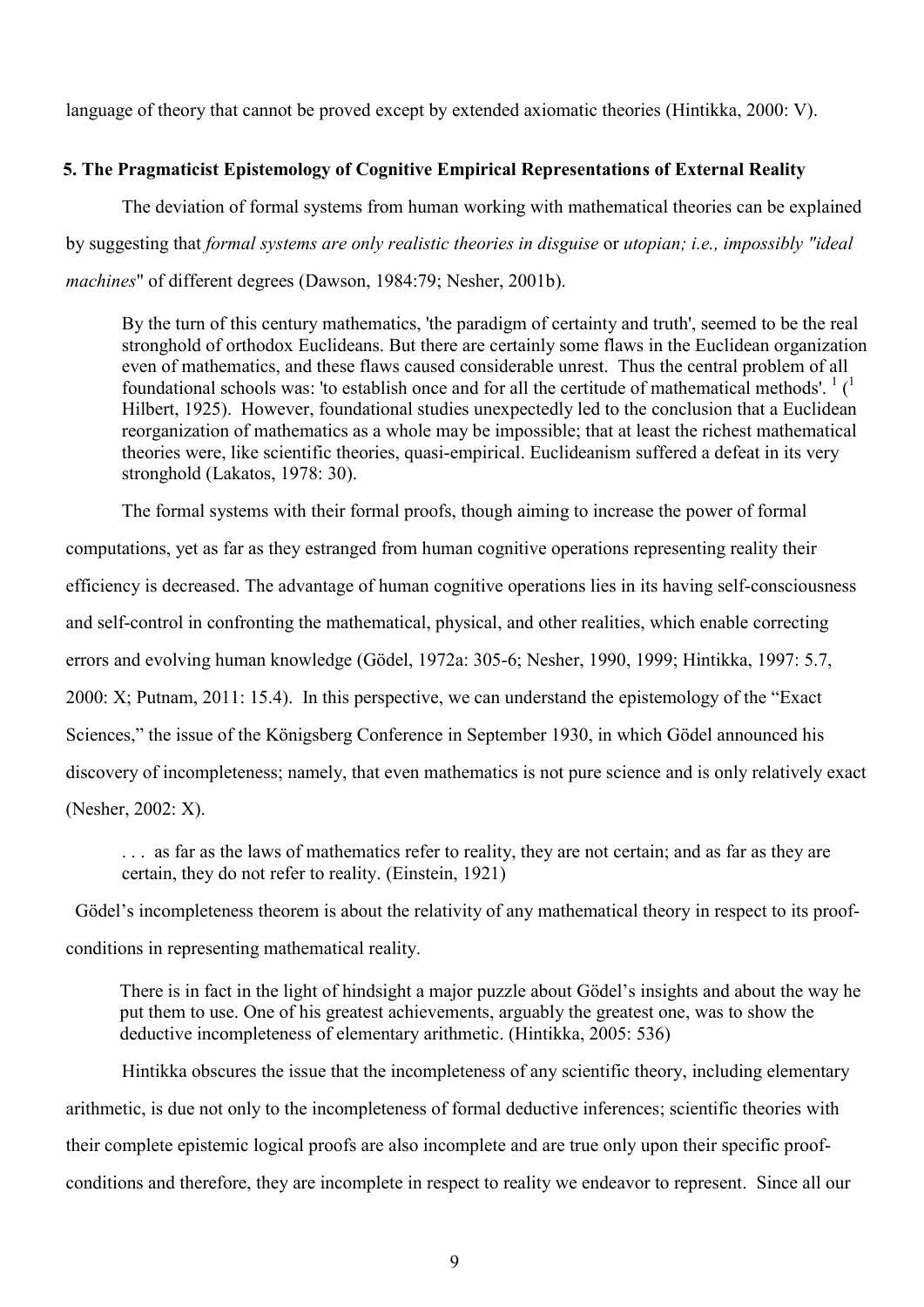language of theory that cannot be proved except by extended axiomatic theories (Hintikka, 2000: V).

## 5. The Pragmaticist Epistemology of Cognitive Empirical Representations of External Reality

The deviation of formal systems from human working with mathematical theories can be explained by suggesting that *formal systems are only realistic theories in disguise* or *utopian; i.e., impossibly "ideal machines*" of different degrees (Dawson, 1984:79; Nesher, 2001b).

> By the turn of this century mathematics, 'the paradigm of certainty and truth', seemed to be the real stronghold of orthodox Euclideans. But there are certainly some flaws in the Euclidean organization even of mathematics, and these flaws caused considerable unrest. Thus the central problem of all foundational schools was: 'to establish once and for all the certitude of mathematical methods'. [1] ([1] Hilbert, 1925). However, foundational studies unexpectedly led to the conclusion that a Euclidean reorganization of mathematics as a whole may be impossible; that at least the richest mathematical theories were, like scientific theories, quasi-empirical. Euclideanism suffered a defeat in its very stronghold (Lakatos, 1978: 30).

The formal systems with their formal proofs, though aiming to increase the power of formal computations, yet as far as they estranged from human cognitive operations representing reality their efficiency is decreased. The advantage of human cognitive operations lies in its having self-consciousness and self-control in confronting the mathematical, physical, and other realities, which enable correcting errors and evolving human knowledge (Gödel, 1972a: 305-6; Nesher, 1990, 1999; Hintikka, 1997: 5.7, 2000: X; Putnam, 2011: 15.4). In this perspective, we can understand the epistemology of the "Exact Sciences," the issue of the Königsberg Conference in September 1930, in which Gödel announced his discovery of incompleteness; namely, that even mathematics is not pure science and is only relatively exact (Nesher, 2002: X).

> . . . as far as the laws of mathematics refer to reality, they are not certain; and as far as they are certain, they do not refer to reality. (Einstein, 1921)

Gödel's incompleteness theorem is about the relativity of any mathematical theory in respect to its proof-conditions in representing mathematical reality.

> There is in fact in the light of hindsight a major puzzle about Gödel's insights and about the way he put them to use. One of his greatest achievements, arguably the greatest one, was to show the deductive incompleteness of elementary arithmetic. (Hintikka, 2005: 536)

Hintikka obscures the issue that the incompleteness of any scientific theory, including elementary arithmetic, is due not only to the incompleteness of formal deductive inferences; scientific theories with their complete epistemic logical proofs are also incomplete and are true only upon their specific proof-conditions and therefore, they are incomplete in respect to reality we endeavor to represent. Since all our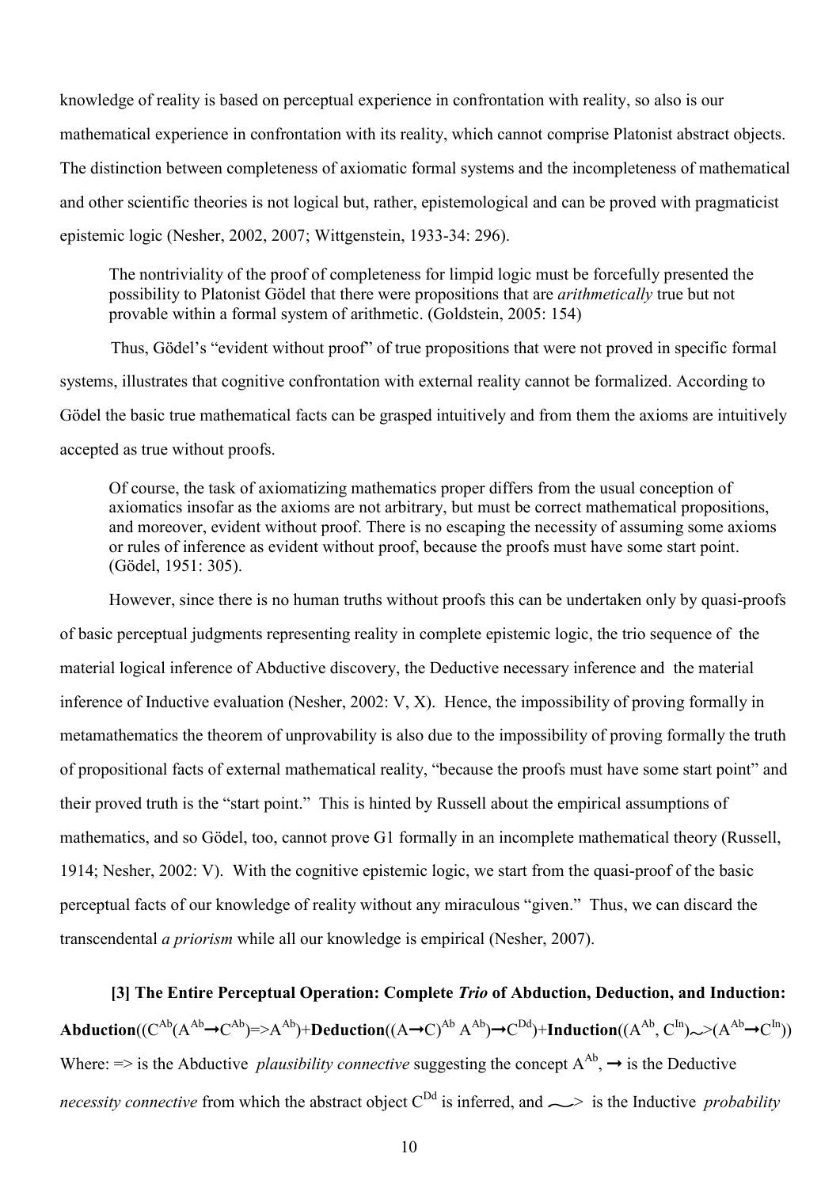knowledge of reality is based on perceptual experience in confrontation with reality, so also is our mathematical experience in confrontation with its reality, which cannot comprise Platonist abstract objects. The distinction between completeness of axiomatic formal systems and the incompleteness of mathematical and other scientific theories is not logical but, rather, epistemological and can be proved with pragmaticist epistemic logic (Nesher, 2002, 2007; Wittgenstein, 1933-34: 296).

> The nontriviality of the proof of completeness for limpid logic must be forcefully presented the possibility to Platonist Gödel that there were propositions that are *arithmetically* true but not provable within a formal system of arithmetic. (Goldstein, 2005: 154)

Thus, Gödel's "evident without proof" of true propositions that were not proved in specific formal systems, illustrates that cognitive confrontation with external reality cannot be formalized. According to Gödel the basic true mathematical facts can be grasped intuitively and from them the axioms are intuitively accepted as true without proofs.

> Of course, the task of axiomatizing mathematics proper differs from the usual conception of axiomatics insofar as the axioms are not arbitrary, but must be correct mathematical propositions, and moreover, evident without proof. There is no escaping the necessity of assuming some axioms or rules of inference as evident without proof, because the proofs must have some start point. (Gödel, 1951: 305).

However, since there is no human truths without proofs this can be undertaken only by quasi-proofs of basic perceptual judgments representing reality in complete epistemic logic, the trio sequence of the material logical inference of Abductive discovery, the Deductive necessary inference and the material inference of Inductive evaluation (Nesher, 2002: V, X). Hence, the impossibility of proving formally in metamathematics the theorem of unprovability is also due to the impossibility of proving formally the truth of propositional facts of external mathematical reality, "because the proofs must have some start point" and their proved truth is the "start point." This is hinted by Russell about the empirical assumptions of mathematics, and so Gödel, too, cannot prove G1 formally in an incomplete mathematical theory (Russell, 1914; Nesher, 2002: V). With the cognitive epistemic logic, we start from the quasi-proof of the basic perceptual facts of our knowledge of reality without any miraculous "given." Thus, we can discard the transcendental *a priorism* while all our knowledge is empirical (Nesher, 2007).

**[3] The Entire Perceptual Operation: Complete *Trio* of Abduction, Deduction, and Induction:**

**Abduction**$((C^{Ab}(A^{Ab}\rightarrow C^{Ab})\Rightarrow A^{Ab})$+**Deduction**$((A\rightarrow C)^{Ab}\ A^{Ab})\rightarrow C^{Dd})$+**Induction**$((A^{Ab}, C^{In})\leadsto(A^{Ab}\rightarrow C^{In}))$

Where: $\Rightarrow$ is the Abductive *plausibility connective* suggesting the concept $A^{Ab}$, $\rightarrow$ is the Deductive *necessity connective* from which the abstract object $C^{Dd}$ is inferred, and $\leadsto$ is the Inductive *probability*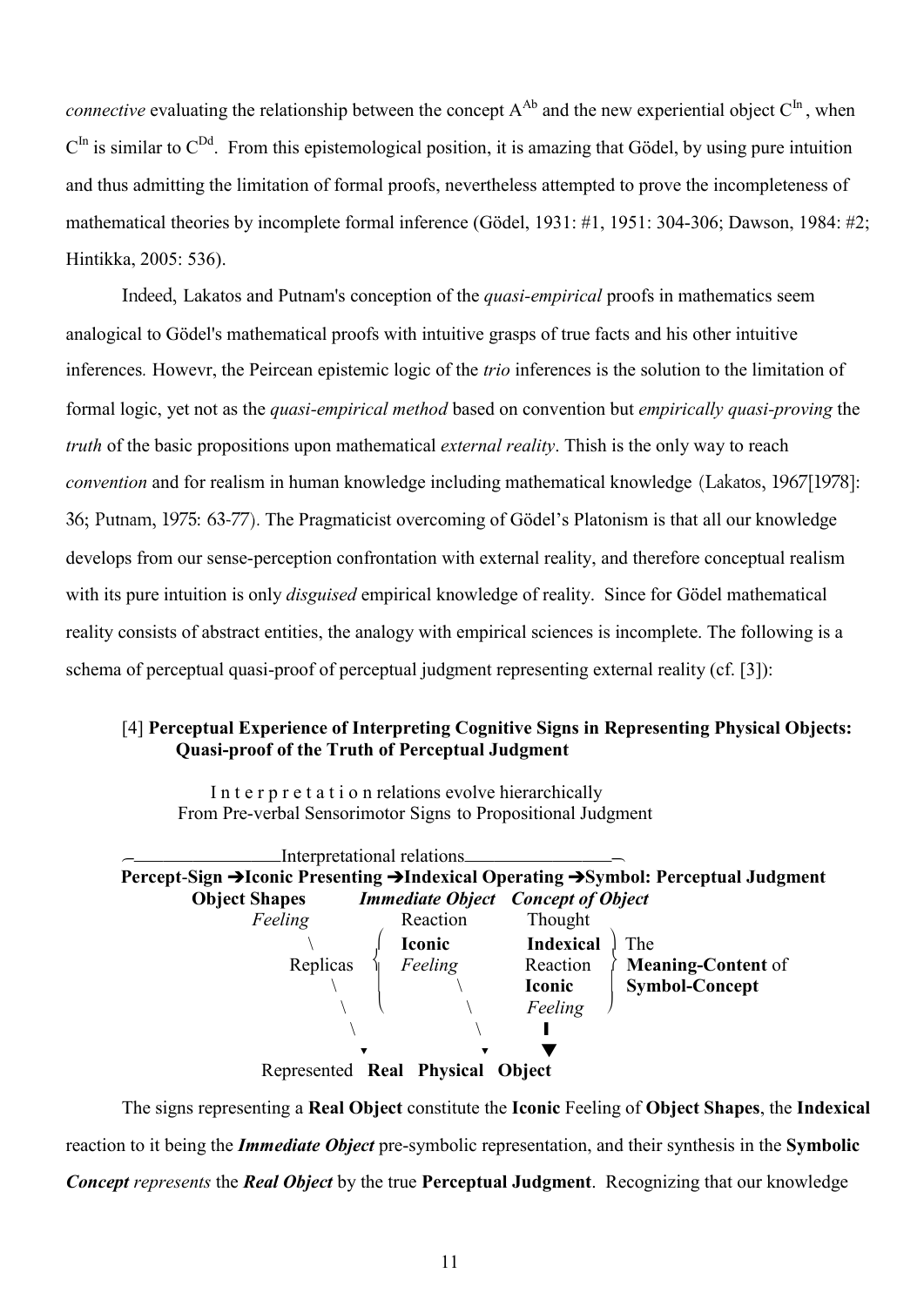*connective* evaluating the relationship between the concept $A^{Ab}$ and the new experiential object $C^{In}$, when $C^{In}$ is similar to $C^{Dd}$. From this epistemological position, it is amazing that Gödel, by using pure intuition and thus admitting the limitation of formal proofs, nevertheless attempted to prove the incompleteness of mathematical theories by incomplete formal inference (Gödel, 1931: #1, 1951: 304-306; Dawson, 1984: #2; Hintikka, 2005: 536).

Indeed, Lakatos and Putnam's conception of the *quasi-empirical* proofs in mathematics seem analogical to Gödel's mathematical proofs with intuitive grasps of true facts and his other intuitive inferences. Howevr, the Peircean epistemic logic of the *trio* inferences is the solution to the limitation of formal logic, yet not as the *quasi-empirical method* based on convention but *empirically quasi-proving* the *truth* of the basic propositions upon mathematical *external reality*. Thish is the only way to reach *convention* and for realism in human knowledge including mathematical knowledge (Lakatos, 1967[1978]: 36; Putnam, 1975: 63-77). The Pragmaticist overcoming of Gödel's Platonism is that all our knowledge develops from our sense-perception confrontation with external reality, and therefore conceptual realism with its pure intuition is only *disguised* empirical knowledge of reality. Since for Gödel mathematical reality consists of abstract entities, the analogy with empirical sciences is incomplete. The following is a schema of perceptual quasi-proof of perceptual judgment representing external reality (cf. [3]):

**[4] Perceptual Experience of Interpreting Cognitive Signs in Representing Physical Objects: Quasi-proof of the Truth of Perceptual Judgment**

```
        I n t e r p r e t a t i o n relations evolve hierarchically
        From Pre-verbal Sensorimotor Signs to Propositional Judgment

 ________________Interpretational relations________________
Percept-Sign ➔Iconic Presenting ➔Indexical Operating ➔Symbol: Perceptual Judgment
      Object Shapes      Immediate Object   Concept of Object
         Feeling             Reaction            Thought
            \           {  Iconic             Indexical  }  The
          Replicas      {  Feeling            Reaction   }  Meaning-Content of
               \        {        \            Iconic     }  Symbol-Concept
                \       {         \           Feeling    }
                 \                 \             |
                  ▼                 ▼            ▼
               Represented  Real  Physical  Object
```

The signs representing a **Real Object** constitute the **Iconic** Feeling of **Object Shapes**, the **Indexical** reaction to it being the ***Immediate Object*** pre-symbolic representation, and their synthesis in the **Symbolic *Concept*** *represents* the ***Real Object*** by the true **Perceptual Judgment**. Recognizing that our knowledge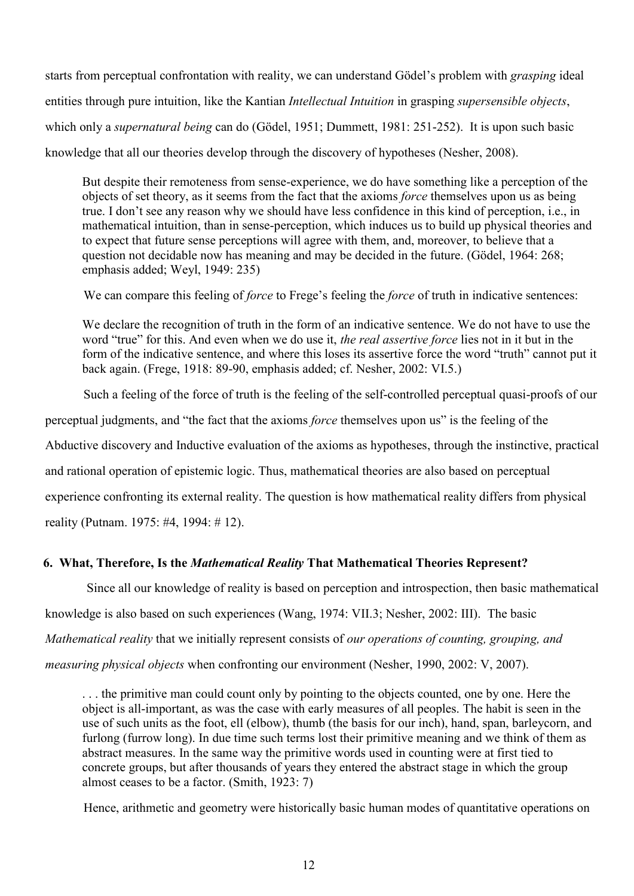starts from perceptual confrontation with reality, we can understand Gödel's problem with *grasping* ideal entities through pure intuition, like the Kantian *Intellectual Intuition* in grasping *supersensible objects*, which only a *supernatural being* can do (Gödel, 1951; Dummett, 1981: 251-252). It is upon such basic knowledge that all our theories develop through the discovery of hypotheses (Nesher, 2008).

> But despite their remoteness from sense-experience, we do have something like a perception of the objects of set theory, as it seems from the fact that the axioms *force* themselves upon us as being true. I don't see any reason why we should have less confidence in this kind of perception, i.e., in mathematical intuition, than in sense-perception, which induces us to build up physical theories and to expect that future sense perceptions will agree with them, and, moreover, to believe that a question not decidable now has meaning and may be decided in the future. (Gödel, 1964: 268; emphasis added; Weyl, 1949: 235)

We can compare this feeling of *force* to Frege's feeling the *force* of truth in indicative sentences:

> We declare the recognition of truth in the form of an indicative sentence. We do not have to use the word "true" for this. And even when we do use it, *the real assertive force* lies not in it but in the form of the indicative sentence, and where this loses its assertive force the word "truth" cannot put it back again. (Frege, 1918: 89-90, emphasis added; cf. Nesher, 2002: VI.5.)

Such a feeling of the force of truth is the feeling of the self-controlled perceptual quasi-proofs of our perceptual judgments, and "the fact that the axioms *force* themselves upon us" is the feeling of the Abductive discovery and Inductive evaluation of the axioms as hypotheses, through the instinctive, practical and rational operation of epistemic logic. Thus, mathematical theories are also based on perceptual experience confronting its external reality. The question is how mathematical reality differs from physical reality (Putnam. 1975: #4, 1994: # 12).

## 6. What, Therefore, Is the *Mathematical Reality* That Mathematical Theories Represent?

Since all our knowledge of reality is based on perception and introspection, then basic mathematical knowledge is also based on such experiences (Wang, 1974: VII.3; Nesher, 2002: III). The basic *Mathematical reality* that we initially represent consists of *our operations of counting, grouping, and measuring physical objects* when confronting our environment (Nesher, 1990, 2002: V, 2007).

> . . . the primitive man could count only by pointing to the objects counted, one by one. Here the object is all-important, as was the case with early measures of all peoples. The habit is seen in the use of such units as the foot, ell (elbow), thumb (the basis for our inch), hand, span, barleycorn, and furlong (furrow long). In due time such terms lost their primitive meaning and we think of them as abstract measures. In the same way the primitive words used in counting were at first tied to concrete groups, but after thousands of years they entered the abstract stage in which the group almost ceases to be a factor. (Smith, 1923: 7)

Hence, arithmetic and geometry were historically basic human modes of quantitative operations on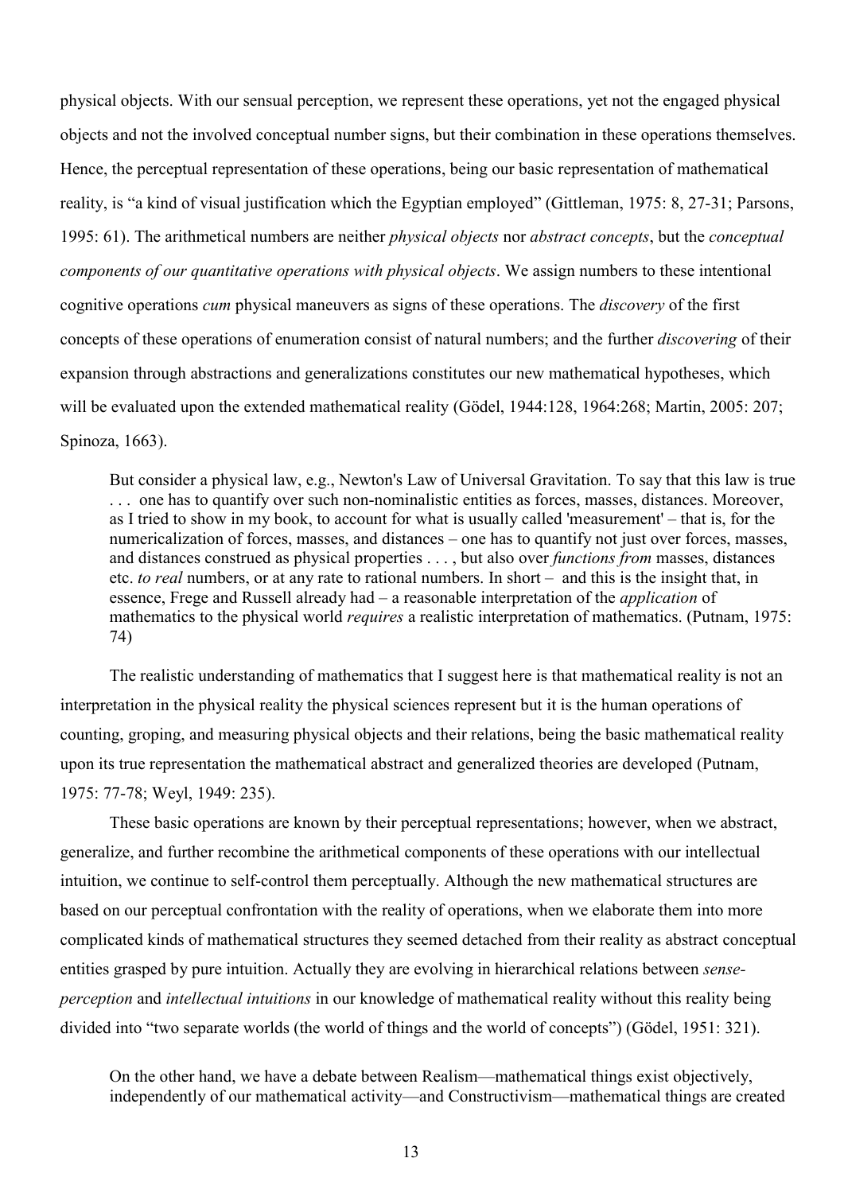physical objects. With our sensual perception, we represent these operations, yet not the engaged physical objects and not the involved conceptual number signs, but their combination in these operations themselves. Hence, the perceptual representation of these operations, being our basic representation of mathematical reality, is "a kind of visual justification which the Egyptian employed" (Gittleman, 1975: 8, 27-31; Parsons, 1995: 61). The arithmetical numbers are neither *physical objects* nor *abstract concepts*, but the *conceptual components of our quantitative operations with physical objects*. We assign numbers to these intentional cognitive operations *cum* physical maneuvers as signs of these operations. The *discovery* of the first concepts of these operations of enumeration consist of natural numbers; and the further *discovering* of their expansion through abstractions and generalizations constitutes our new mathematical hypotheses, which will be evaluated upon the extended mathematical reality (Gödel, 1944:128, 1964:268; Martin, 2005: 207; Spinoza, 1663).

> But consider a physical law, e.g., Newton's Law of Universal Gravitation. To say that this law is true . . . one has to quantify over such non-nominalistic entities as forces, masses, distances. Moreover, as I tried to show in my book, to account for what is usually called 'measurement' – that is, for the numericalization of forces, masses, and distances – one has to quantify not just over forces, masses, and distances construed as physical properties . . . , but also over *functions from* masses, distances etc. *to real* numbers, or at any rate to rational numbers. In short – and this is the insight that, in essence, Frege and Russell already had – a reasonable interpretation of the *application* of mathematics to the physical world *requires* a realistic interpretation of mathematics. (Putnam, 1975: 74)

The realistic understanding of mathematics that I suggest here is that mathematical reality is not an interpretation in the physical reality the physical sciences represent but it is the human operations of counting, groping, and measuring physical objects and their relations, being the basic mathematical reality upon its true representation the mathematical abstract and generalized theories are developed (Putnam, 1975: 77-78; Weyl, 1949: 235).

These basic operations are known by their perceptual representations; however, when we abstract, generalize, and further recombine the arithmetical components of these operations with our intellectual intuition, we continue to self-control them perceptually. Although the new mathematical structures are based on our perceptual confrontation with the reality of operations, when we elaborate them into more complicated kinds of mathematical structures they seemed detached from their reality as abstract conceptual entities grasped by pure intuition. Actually they are evolving in hierarchical relations between *sense-perception* and *intellectual intuitions* in our knowledge of mathematical reality without this reality being divided into "two separate worlds (the world of things and the world of concepts") (Gödel, 1951: 321).

> On the other hand, we have a debate between Realism—mathematical things exist objectively, independently of our mathematical activity—and Constructivism—mathematical things are created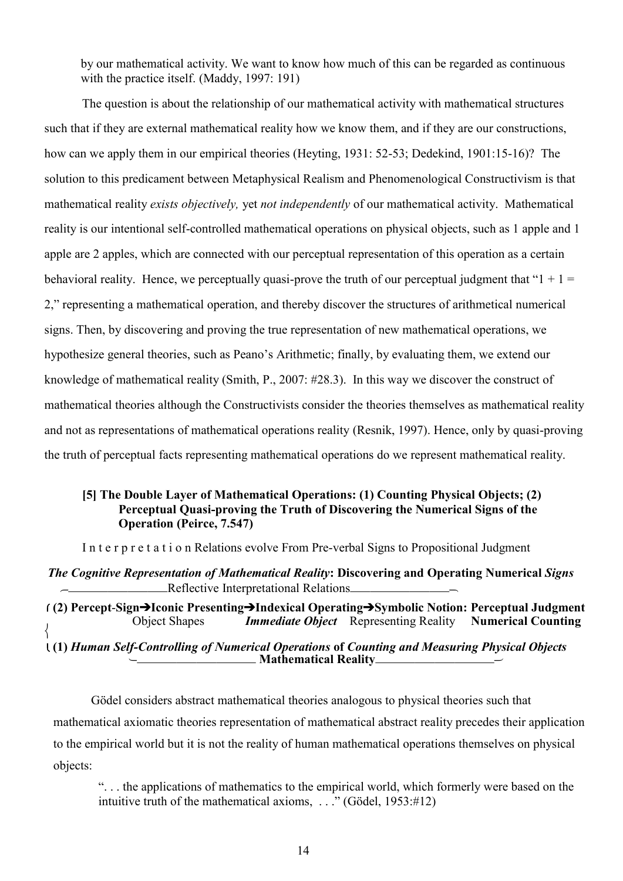by our mathematical activity. We want to know how much of this can be regarded as continuous with the practice itself. (Maddy, 1997: 191)

The question is about the relationship of our mathematical activity with mathematical structures such that if they are external mathematical reality how we know them, and if they are our constructions, how can we apply them in our empirical theories (Heyting, 1931: 52-53; Dedekind, 1901:15-16)? The solution to this predicament between Metaphysical Realism and Phenomenological Constructivism is that mathematical reality *exists objectively,* yet *not independently* of our mathematical activity. Mathematical reality is our intentional self-controlled mathematical operations on physical objects, such as 1 apple and 1 apple are 2 apples, which are connected with our perceptual representation of this operation as a certain behavioral reality. Hence, we perceptually quasi-prove the truth of our perceptual judgment that "1 + 1 = 2," representing a mathematical operation, and thereby discover the structures of arithmetical numerical signs. Then, by discovering and proving the true representation of new mathematical operations, we hypothesize general theories, such as Peano's Arithmetic; finally, by evaluating them, we extend our knowledge of mathematical reality (Smith, P., 2007: #28.3). In this way we discover the construct of mathematical theories although the Constructivists consider the theories themselves as mathematical reality and not as representations of mathematical operations reality (Resnik, 1997). Hence, only by quasi-proving the truth of perceptual facts representing mathematical operations do we represent mathematical reality.

### [5] The Double Layer of Mathematical Operations: (1) Counting Physical Objects; (2) Perceptual Quasi-proving the Truth of Discovering the Numerical Signs of the Operation (Peirce, 7.547)

I n t e r p r e t a t i o n Relations evolve From Pre-verbal Signs to Propositional Judgment

***The Cognitive Representation of Mathematical Reality*: Discovering and Operating Numerical *Signs***

Reflective Interpretational Relations

**(2) Percept-Sign➔Iconic Presenting➔Indexical Operating➔Symbolic Notion: Perceptual Judgment**
Object Shapes *Immediate Object* Representing Reality **Numerical Counting**

**(1) *Human Self-Controlling of Numerical Operations* of *Counting and Measuring Physical Objects***
**Mathematical Reality**

Gödel considers abstract mathematical theories analogous to physical theories such that mathematical axiomatic theories representation of mathematical abstract reality precedes their application to the empirical world but it is not the reality of human mathematical operations themselves on physical objects:

> ". . . the applications of mathematics to the empirical world, which formerly were based on the intuitive truth of the mathematical axioms, . . ." (Gödel, 1953:#12)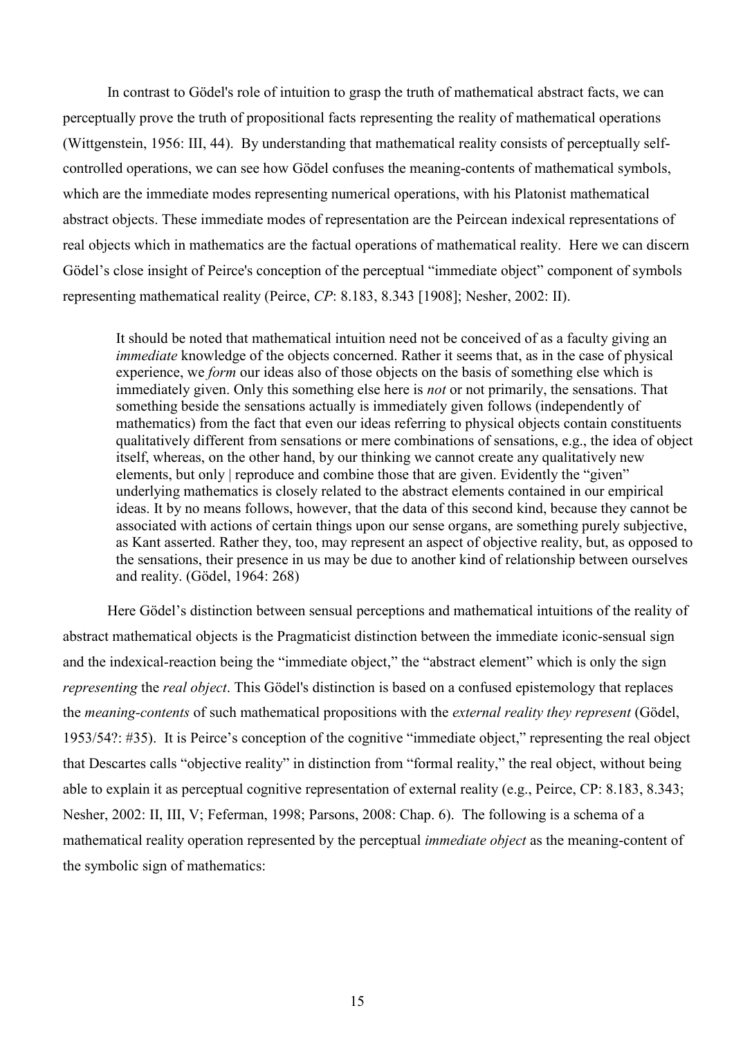In contrast to Gödel's role of intuition to grasp the truth of mathematical abstract facts, we can perceptually prove the truth of propositional facts representing the reality of mathematical operations (Wittgenstein, 1956: III, 44). By understanding that mathematical reality consists of perceptually self-controlled operations, we can see how Gödel confuses the meaning-contents of mathematical symbols, which are the immediate modes representing numerical operations, with his Platonist mathematical abstract objects. These immediate modes of representation are the Peircean indexical representations of real objects which in mathematics are the factual operations of mathematical reality. Here we can discern Gödel's close insight of Peirce's conception of the perceptual "immediate object" component of symbols representing mathematical reality (Peirce, *CP*: 8.183, 8.343 [1908]; Nesher, 2002: II).

> It should be noted that mathematical intuition need not be conceived of as a faculty giving an *immediate* knowledge of the objects concerned. Rather it seems that, as in the case of physical experience, we *form* our ideas also of those objects on the basis of something else which is immediately given. Only this something else here is *not* or not primarily, the sensations. That something beside the sensations actually is immediately given follows (independently of mathematics) from the fact that even our ideas referring to physical objects contain constituents qualitatively different from sensations or mere combinations of sensations, e.g., the idea of object itself, whereas, on the other hand, by our thinking we cannot create any qualitatively new elements, but only | reproduce and combine those that are given. Evidently the "given" underlying mathematics is closely related to the abstract elements contained in our empirical ideas. It by no means follows, however, that the data of this second kind, because they cannot be associated with actions of certain things upon our sense organs, are something purely subjective, as Kant asserted. Rather they, too, may represent an aspect of objective reality, but, as opposed to the sensations, their presence in us may be due to another kind of relationship between ourselves and reality. (Gödel, 1964: 268)

Here Gödel's distinction between sensual perceptions and mathematical intuitions of the reality of abstract mathematical objects is the Pragmaticist distinction between the immediate iconic-sensual sign and the indexical-reaction being the "immediate object," the "abstract element" which is only the sign *representing* the *real object*. This Gödel's distinction is based on a confused epistemology that replaces the *meaning-contents* of such mathematical propositions with the *external reality they represent* (Gödel, 1953/54?: #35). It is Peirce's conception of the cognitive "immediate object," representing the real object that Descartes calls "objective reality" in distinction from "formal reality," the real object, without being able to explain it as perceptual cognitive representation of external reality (e.g., Peirce, CP: 8.183, 8.343; Nesher, 2002: II, III, V; Feferman, 1998; Parsons, 2008: Chap. 6). The following is a schema of a mathematical reality operation represented by the perceptual *immediate object* as the meaning-content of the symbolic sign of mathematics: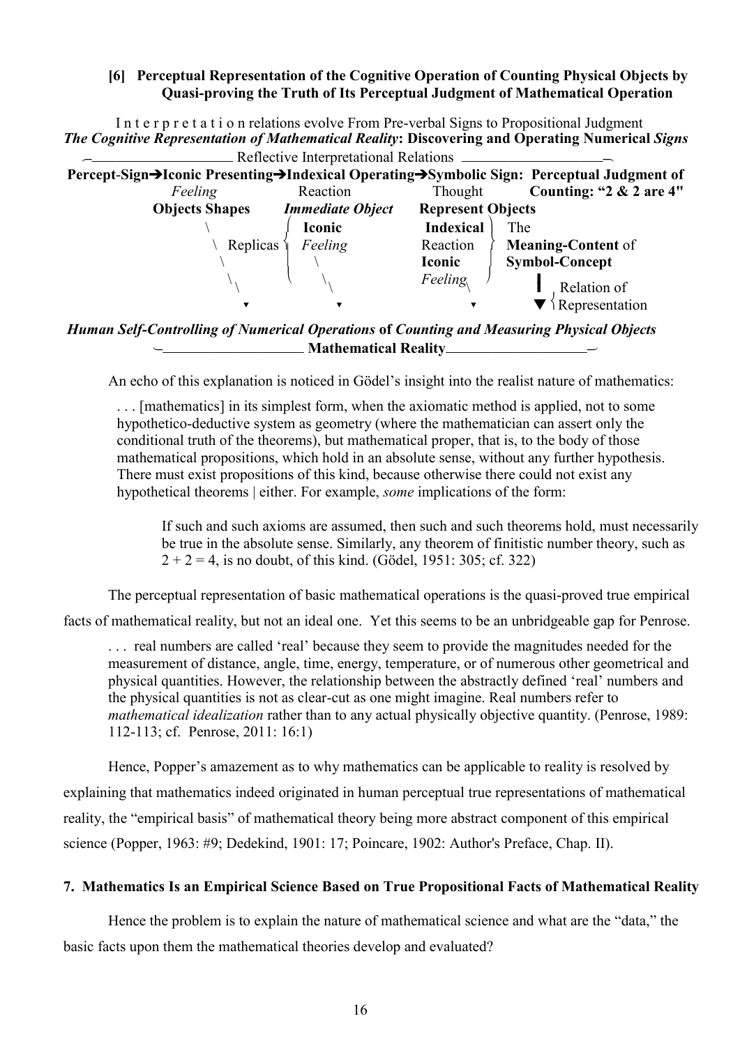**[6] Perceptual Representation of the Cognitive Operation of Counting Physical Objects by Quasi-proving the Truth of Its Perceptual Judgment of Mathematical Operation**

I n t e r p r e t a t i o n relations evolve From Pre-verbal Signs to Propositional Judgment

***The Cognitive Representation of Mathematical Reality*: Discovering and Operating Numerical *Signs***

Reflective Interpretational Relations

**Percept-Sign➔Iconic Presenting➔Indexical Operating➔Symbolic Sign: Perceptual Judgment of**

*Feeling* Reaction Thought **Counting: "2 & 2 are 4"**

**Objects Shapes** ***Immediate Object*** **Represent Objects**

\ Replicas { **Iconic** *Feeling* } **Indexical** Reaction **Iconic** *Feeling* } The **Meaning-Content** of **Symbol-Concept**

▼ Relation of Representation

***Human Self-Controlling of Numerical Operations* of *Counting and Measuring Physical Objects***

**Mathematical Reality**

An echo of this explanation is noticed in Gödel's insight into the realist nature of mathematics:

> . . . [mathematics] in its simplest form, when the axiomatic method is applied, not to some hypothetico-deductive system as geometry (where the mathematician can assert only the conditional truth of the theorems), but mathematical proper, that is, to the body of those mathematical propositions, which hold in an absolute sense, without any further hypothesis. There must exist propositions of this kind, because otherwise there could not exist any hypothetical theorems | either. For example, *some* implications of the form:
>
> > If such and such axioms are assumed, then such and such theorems hold, must necessarily be true in the absolute sense. Similarly, any theorem of finitistic number theory, such as $2 + 2 = 4$, is no doubt, of this kind. (Gödel, 1951: 305; cf. 322)

The perceptual representation of basic mathematical operations is the quasi-proved true empirical facts of mathematical reality, but not an ideal one. Yet this seems to be an unbridgeable gap for Penrose.

> . . . real numbers are called 'real' because they seem to provide the magnitudes needed for the measurement of distance, angle, time, energy, temperature, or of numerous other geometrical and physical quantities. However, the relationship between the abstractly defined 'real' numbers and the physical quantities is not as clear-cut as one might imagine. Real numbers refer to *mathematical idealization* rather than to any actual physically objective quantity. (Penrose, 1989: 112-113; cf. Penrose, 2011: 16:1)

Hence, Popper's amazement as to why mathematics can be applicable to reality is resolved by explaining that mathematics indeed originated in human perceptual true representations of mathematical reality, the "empirical basis" of mathematical theory being more abstract component of this empirical science (Popper, 1963: #9; Dedekind, 1901: 17; Poincare, 1902: Author's Preface, Chap. II).

## 7. Mathematics Is an Empirical Science Based on True Propositional Facts of Mathematical Reality

Hence the problem is to explain the nature of mathematical science and what are the "data," the basic facts upon them the mathematical theories develop and evaluated?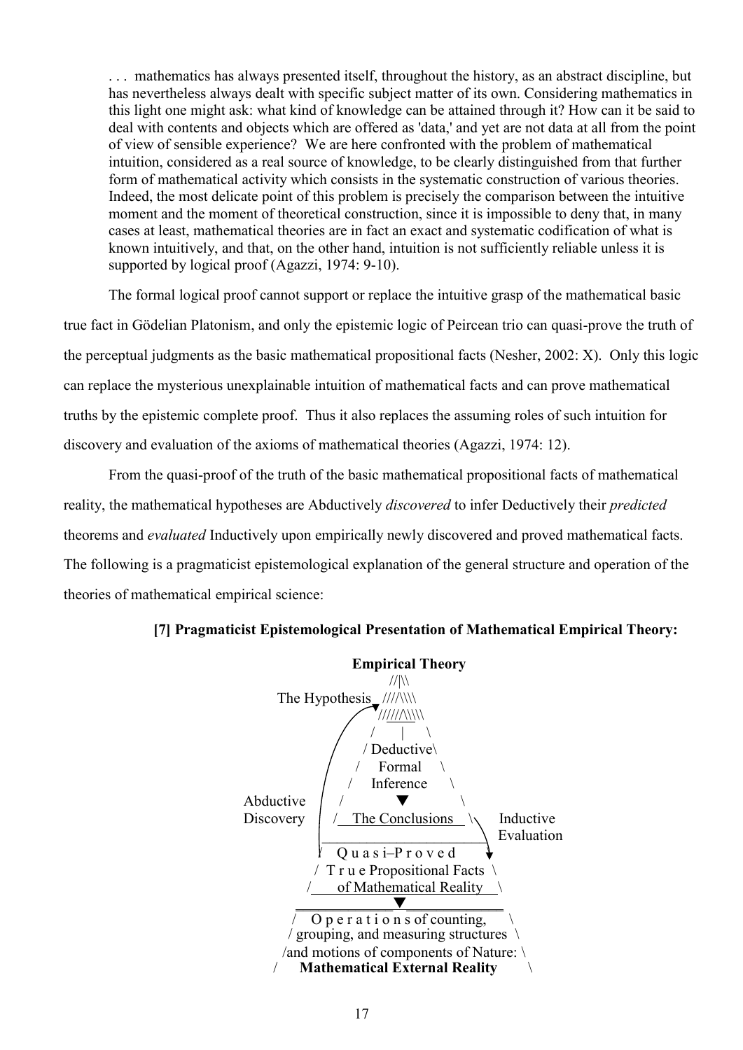> . . . mathematics has always presented itself, throughout the history, as an abstract discipline, but has nevertheless always dealt with specific subject matter of its own. Considering mathematics in this light one might ask: what kind of knowledge can be attained through it? How can it be said to deal with contents and objects which are offered as 'data,' and yet are not data at all from the point of view of sensible experience? We are here confronted with the problem of mathematical intuition, considered as a real source of knowledge, to be clearly distinguished from that further form of mathematical activity which consists in the systematic construction of various theories. Indeed, the most delicate point of this problem is precisely the comparison between the intuitive moment and the moment of theoretical construction, since it is impossible to deny that, in many cases at least, mathematical theories are in fact an exact and systematic codification of what is known intuitively, and that, on the other hand, intuition is not sufficiently reliable unless it is supported by logical proof (Agazzi, 1974: 9-10).

The formal logical proof cannot support or replace the intuitive grasp of the mathematical basic true fact in Gödelian Platonism, and only the epistemic logic of Peircean trio can quasi-prove the truth of the perceptual judgments as the basic mathematical propositional facts (Nesher, 2002: X). Only this logic can replace the mysterious unexplainable intuition of mathematical facts and can prove mathematical truths by the epistemic complete proof. Thus it also replaces the assuming roles of such intuition for discovery and evaluation of the axioms of mathematical theories (Agazzi, 1974: 12).

From the quasi-proof of the truth of the basic mathematical propositional facts of mathematical reality, the mathematical hypotheses are Abductively *discovered* to infer Deductively their *predicted* theorems and *evaluated* Inductively upon empirically newly discovered and proved mathematical facts. The following is a pragmaticist epistemological explanation of the general structure and operation of the theories of mathematical empirical science:

**[7] Pragmaticist Epistemological Presentation of Mathematical Empirical Theory:**

```
                              Empirical Theory
                                    //|\\
                  The Hypothesis   ////\\\\
                                  //////\\\\\
                                 /    |    \
                                / Deductive\
                               /   Formal    \
                              /   Inference    \
           Abductive         /        ▼         \
           Discovery        /  The Conclusions   \      Inductive
                           ________________________      Evaluation
                          /   Q u a s i–P r o v e d  \
                         / T r u e Propositional Facts \
                        /     of Mathematical Reality    \
                       _______________▼____________________
                      /   O p e r a t i o n s of counting,   \
                     / grouping, and measuring structures     \
                    /and motions of components of Nature:      \
                   /      Mathematical External Reality          \
```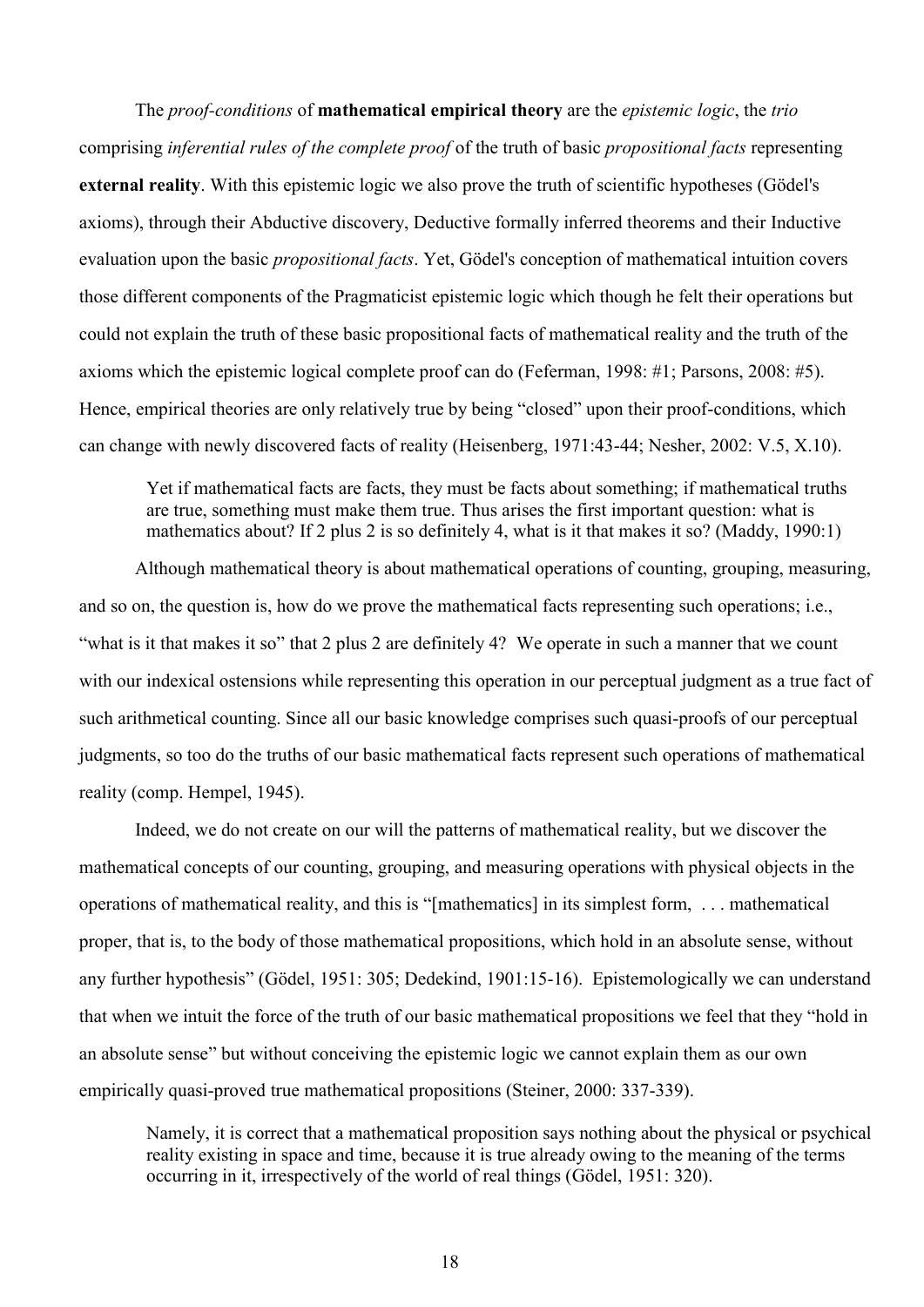The *proof-conditions* of **mathematical empirical theory** are the *epistemic logic*, the *trio* comprising *inferential rules of the complete proof* of the truth of basic *propositional facts* representing **external reality**. With this epistemic logic we also prove the truth of scientific hypotheses (Gödel's axioms), through their Abductive discovery, Deductive formally inferred theorems and their Inductive evaluation upon the basic *propositional facts*. Yet, Gödel's conception of mathematical intuition covers those different components of the Pragmaticist epistemic logic which though he felt their operations but could not explain the truth of these basic propositional facts of mathematical reality and the truth of the axioms which the epistemic logical complete proof can do (Feferman, 1998: #1; Parsons, 2008: #5). Hence, empirical theories are only relatively true by being "closed" upon their proof-conditions, which can change with newly discovered facts of reality (Heisenberg, 1971:43-44; Nesher, 2002: V.5, X.10).

> Yet if mathematical facts are facts, they must be facts about something; if mathematical truths are true, something must make them true. Thus arises the first important question: what is mathematics about? If 2 plus 2 is so definitely 4, what is it that makes it so? (Maddy, 1990:1)

Although mathematical theory is about mathematical operations of counting, grouping, measuring, and so on, the question is, how do we prove the mathematical facts representing such operations; i.e., "what is it that makes it so" that 2 plus 2 are definitely 4? We operate in such a manner that we count with our indexical ostensions while representing this operation in our perceptual judgment as a true fact of such arithmetical counting. Since all our basic knowledge comprises such quasi-proofs of our perceptual judgments, so too do the truths of our basic mathematical facts represent such operations of mathematical reality (comp. Hempel, 1945).

Indeed, we do not create on our will the patterns of mathematical reality, but we discover the mathematical concepts of our counting, grouping, and measuring operations with physical objects in the operations of mathematical reality, and this is "[mathematics] in its simplest form, . . . mathematical proper, that is, to the body of those mathematical propositions, which hold in an absolute sense, without any further hypothesis" (Gödel, 1951: 305; Dedekind, 1901:15-16). Epistemologically we can understand that when we intuit the force of the truth of our basic mathematical propositions we feel that they "hold in an absolute sense" but without conceiving the epistemic logic we cannot explain them as our own empirically quasi-proved true mathematical propositions (Steiner, 2000: 337-339).

> Namely, it is correct that a mathematical proposition says nothing about the physical or psychical reality existing in space and time, because it is true already owing to the meaning of the terms occurring in it, irrespectively of the world of real things (Gödel, 1951: 320).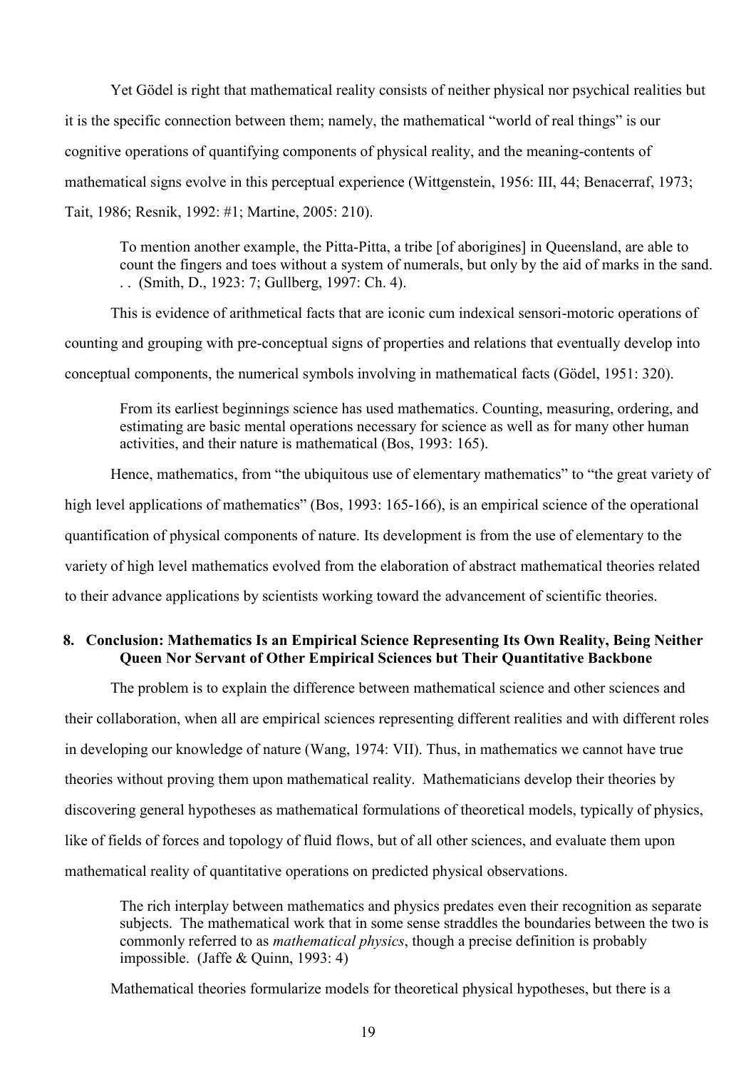Yet Gödel is right that mathematical reality consists of neither physical nor psychical realities but it is the specific connection between them; namely, the mathematical "world of real things" is our cognitive operations of quantifying components of physical reality, and the meaning-contents of mathematical signs evolve in this perceptual experience (Wittgenstein, 1956: III, 44; Benacerraf, 1973; Tait, 1986; Resnik, 1992: #1; Martine, 2005: 210).

> To mention another example, the Pitta-Pitta, a tribe [of aborigines] in Queensland, are able to count the fingers and toes without a system of numerals, but only by the aid of marks in the sand. . . (Smith, D., 1923: 7; Gullberg, 1997: Ch. 4).

This is evidence of arithmetical facts that are iconic cum indexical sensori-motoric operations of counting and grouping with pre-conceptual signs of properties and relations that eventually develop into conceptual components, the numerical symbols involving in mathematical facts (Gödel, 1951: 320).

> From its earliest beginnings science has used mathematics. Counting, measuring, ordering, and estimating are basic mental operations necessary for science as well as for many other human activities, and their nature is mathematical (Bos, 1993: 165).

Hence, mathematics, from "the ubiquitous use of elementary mathematics" to "the great variety of high level applications of mathematics" (Bos, 1993: 165-166), is an empirical science of the operational quantification of physical components of nature. Its development is from the use of elementary to the variety of high level mathematics evolved from the elaboration of abstract mathematical theories related to their advance applications by scientists working toward the advancement of scientific theories.

## 8. Conclusion: Mathematics Is an Empirical Science Representing Its Own Reality, Being Neither Queen Nor Servant of Other Empirical Sciences but Their Quantitative Backbone

The problem is to explain the difference between mathematical science and other sciences and their collaboration, when all are empirical sciences representing different realities and with different roles in developing our knowledge of nature (Wang, 1974: VII). Thus, in mathematics we cannot have true theories without proving them upon mathematical reality. Mathematicians develop their theories by discovering general hypotheses as mathematical formulations of theoretical models, typically of physics, like of fields of forces and topology of fluid flows, but of all other sciences, and evaluate them upon mathematical reality of quantitative operations on predicted physical observations.

> The rich interplay between mathematics and physics predates even their recognition as separate subjects. The mathematical work that in some sense straddles the boundaries between the two is commonly referred to as *mathematical physics*, though a precise definition is probably impossible. (Jaffe & Quinn, 1993: 4)

Mathematical theories formularize models for theoretical physical hypotheses, but there is a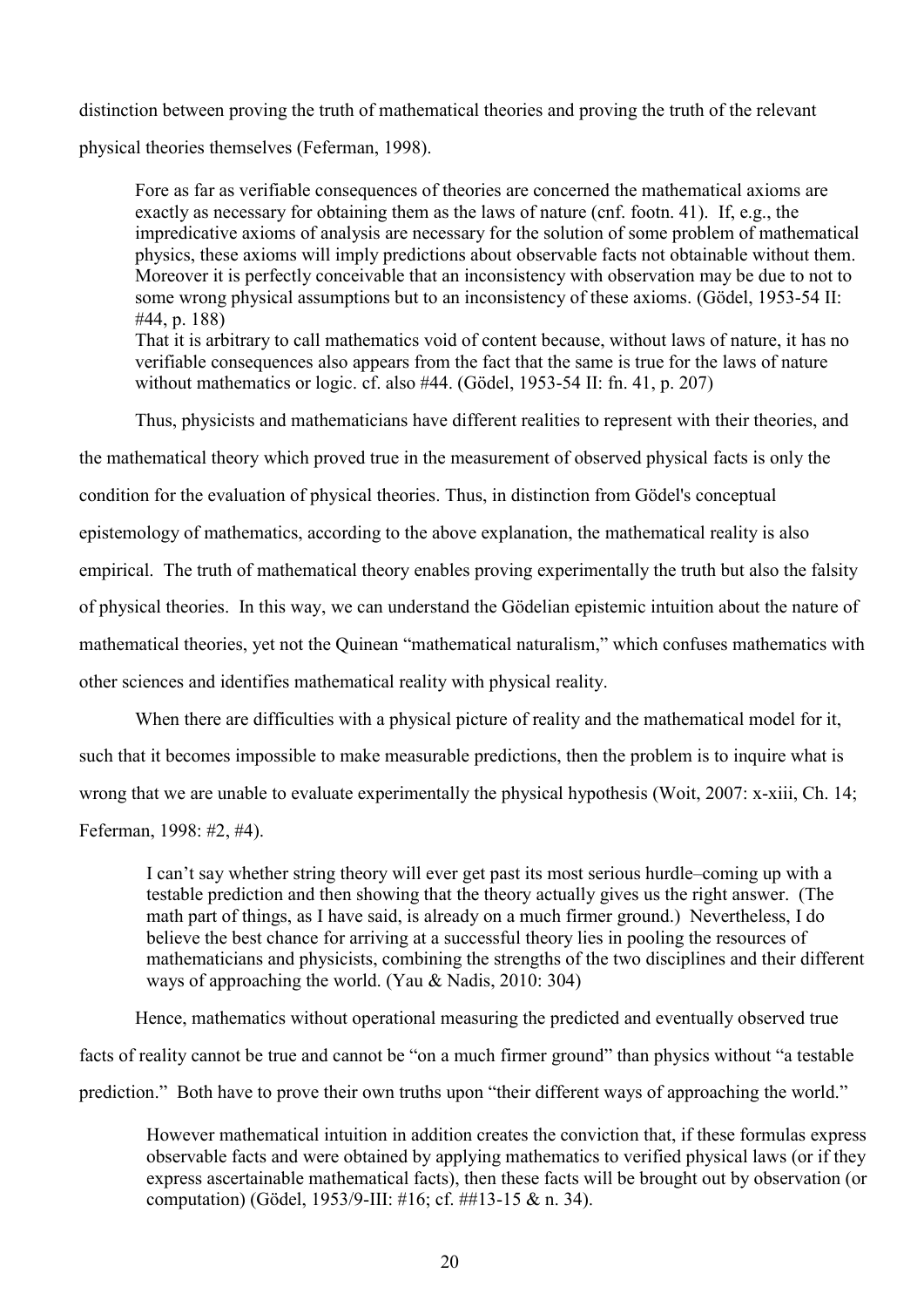distinction between proving the truth of mathematical theories and proving the truth of the relevant physical theories themselves (Feferman, 1998).

> Fore as far as verifiable consequences of theories are concerned the mathematical axioms are exactly as necessary for obtaining them as the laws of nature (cnf. footn. 41). If, e.g., the impredicative axioms of analysis are necessary for the solution of some problem of mathematical physics, these axioms will imply predictions about observable facts not obtainable without them. Moreover it is perfectly conceivable that an inconsistency with observation may be due to not to some wrong physical assumptions but to an inconsistency of these axioms. (Gödel, 1953-54 II: #44, p. 188)
>
> That it is arbitrary to call mathematics void of content because, without laws of nature, it has no verifiable consequences also appears from the fact that the same is true for the laws of nature without mathematics or logic. cf. also #44. (Gödel, 1953-54 II: fn. 41, p. 207)

Thus, physicists and mathematicians have different realities to represent with their theories, and the mathematical theory which proved true in the measurement of observed physical facts is only the condition for the evaluation of physical theories. Thus, in distinction from Gödel's conceptual epistemology of mathematics, according to the above explanation, the mathematical reality is also empirical. The truth of mathematical theory enables proving experimentally the truth but also the falsity of physical theories. In this way, we can understand the Gödelian epistemic intuition about the nature of mathematical theories, yet not the Quinean "mathematical naturalism," which confuses mathematics with other sciences and identifies mathematical reality with physical reality.

When there are difficulties with a physical picture of reality and the mathematical model for it, such that it becomes impossible to make measurable predictions, then the problem is to inquire what is wrong that we are unable to evaluate experimentally the physical hypothesis (Woit, 2007: x-xiii, Ch. 14; Feferman, 1998: #2, #4).

> I can't say whether string theory will ever get past its most serious hurdle–coming up with a testable prediction and then showing that the theory actually gives us the right answer. (The math part of things, as I have said, is already on a much firmer ground.) Nevertheless, I do believe the best chance for arriving at a successful theory lies in pooling the resources of mathematicians and physicists, combining the strengths of the two disciplines and their different ways of approaching the world. (Yau & Nadis, 2010: 304)

Hence, mathematics without operational measuring the predicted and eventually observed true facts of reality cannot be true and cannot be "on a much firmer ground" than physics without "a testable prediction." Both have to prove their own truths upon "their different ways of approaching the world."

> However mathematical intuition in addition creates the conviction that, if these formulas express observable facts and were obtained by applying mathematics to verified physical laws (or if they express ascertainable mathematical facts), then these facts will be brought out by observation (or computation) (Gödel, 1953/9-III: #16; cf. ##13-15 & n. 34).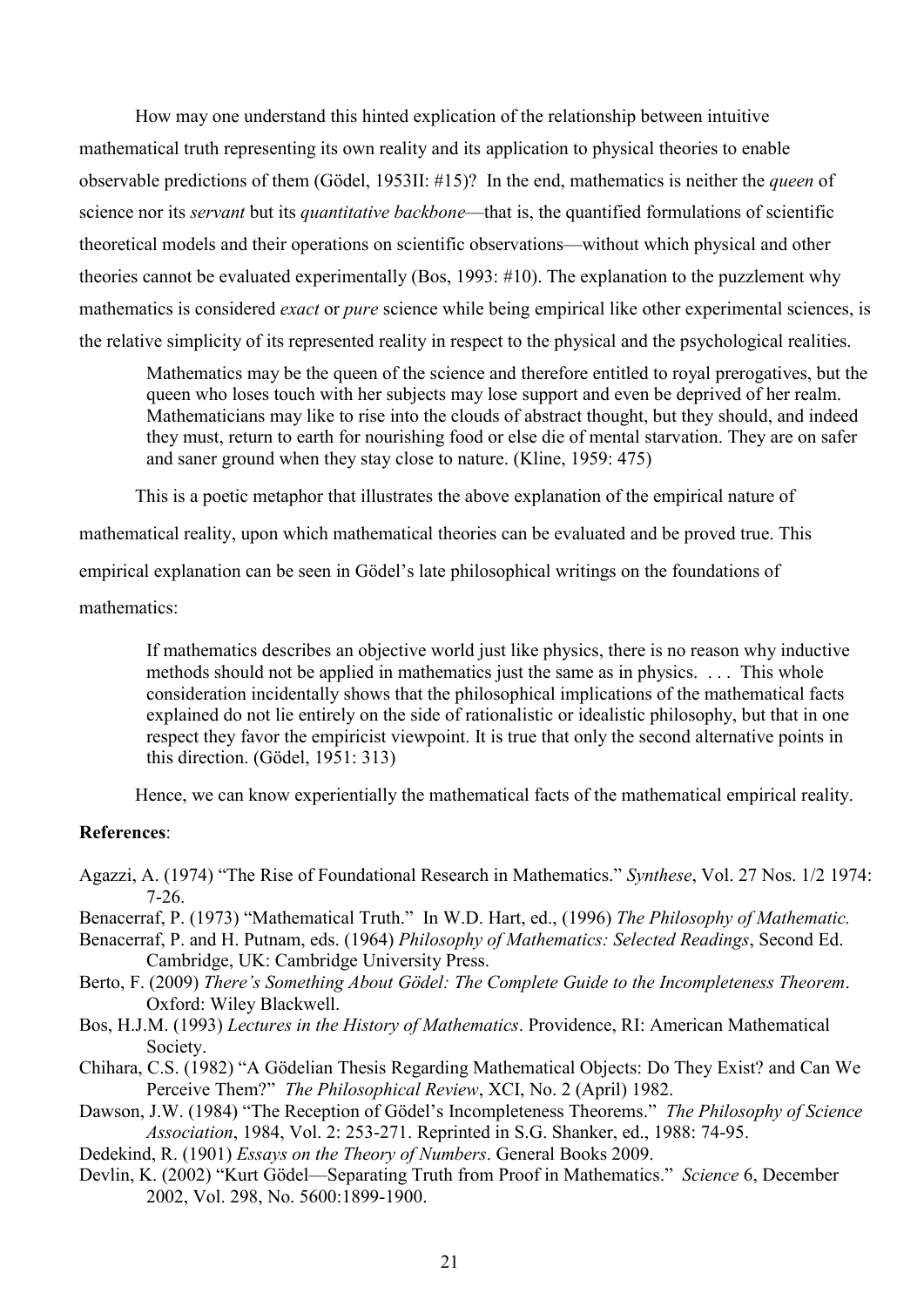How may one understand this hinted explication of the relationship between intuitive mathematical truth representing its own reality and its application to physical theories to enable observable predictions of them (Gödel, 1953II: #15)? In the end, mathematics is neither the *queen* of science nor its *servant* but its *quantitative backbone*—that is, the quantified formulations of scientific theoretical models and their operations on scientific observations—without which physical and other theories cannot be evaluated experimentally (Bos, 1993: #10). The explanation to the puzzlement why mathematics is considered *exact* or *pure* science while being empirical like other experimental sciences, is the relative simplicity of its represented reality in respect to the physical and the psychological realities.

> Mathematics may be the queen of the science and therefore entitled to royal prerogatives, but the queen who loses touch with her subjects may lose support and even be deprived of her realm. Mathematicians may like to rise into the clouds of abstract thought, but they should, and indeed they must, return to earth for nourishing food or else die of mental starvation. They are on safer and saner ground when they stay close to nature. (Kline, 1959: 475)

This is a poetic metaphor that illustrates the above explanation of the empirical nature of mathematical reality, upon which mathematical theories can be evaluated and be proved true. This empirical explanation can be seen in Gödel's late philosophical writings on the foundations of mathematics:

> If mathematics describes an objective world just like physics, there is no reason why inductive methods should not be applied in mathematics just the same as in physics. . . . This whole consideration incidentally shows that the philosophical implications of the mathematical facts explained do not lie entirely on the side of rationalistic or idealistic philosophy, but that in one respect they favor the empiricist viewpoint. It is true that only the second alternative points in this direction. (Gödel, 1951: 313)

Hence, we can know experientially the mathematical facts of the mathematical empirical reality.

**References**:

Agazzi, A. (1974) "The Rise of Foundational Research in Mathematics." *Synthese*, Vol. 27 Nos. 1/2 1974: 7-26.

Benacerraf, P. (1973) "Mathematical Truth." In W.D. Hart, ed., (1996) *The Philosophy of Mathematic.*

Benacerraf, P. and H. Putnam, eds. (1964) *Philosophy of Mathematics: Selected Readings*, Second Ed. Cambridge, UK: Cambridge University Press.

Berto, F. (2009) *There's Something About Gödel: The Complete Guide to the Incompleteness Theorem*. Oxford: Wiley Blackwell.

Bos, H.J.M. (1993) *Lectures in the History of Mathematics*. Providence, RI: American Mathematical Society.

Chihara, C.S. (1982) "A Gödelian Thesis Regarding Mathematical Objects: Do They Exist? and Can We Perceive Them?" *The Philosophical Review*, XCI, No. 2 (April) 1982.

Dawson, J.W. (1984) "The Reception of Gödel's Incompleteness Theorems." *The Philosophy of Science Association*, 1984, Vol. 2: 253-271. Reprinted in S.G. Shanker, ed., 1988: 74-95.

Dedekind, R. (1901) *Essays on the Theory of Numbers*. General Books 2009.

Devlin, K. (2002) "Kurt Gödel—Separating Truth from Proof in Mathematics." *Science* 6, December 2002, Vol. 298, No. 5600:1899-1900.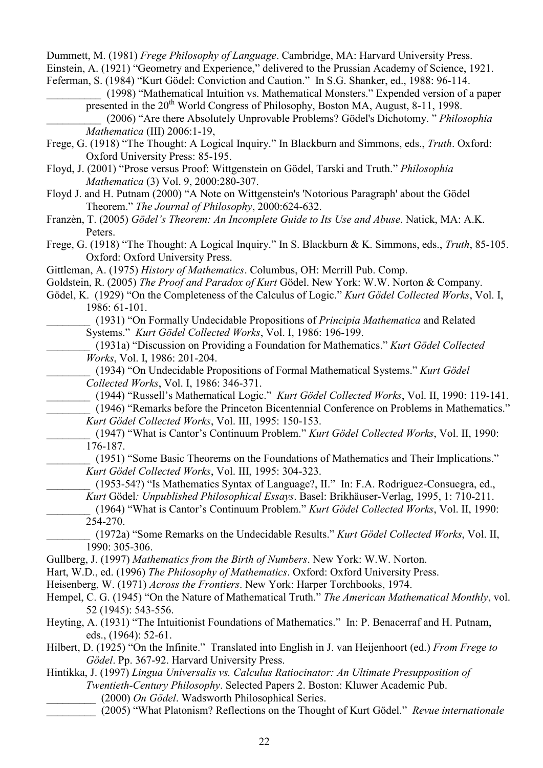Dummett, M. (1981) *Frege Philosophy of Language*. Cambridge, MA: Harvard University Press.

Einstein, A. (1921) "Geometry and Experience," delivered to the Prussian Academy of Science, 1921.

Feferman, S. (1984) "Kurt Gödel: Conviction and Caution." In S.G. Shanker, ed., 1988: 96-114.

__________ (1998) "Mathematical Intuition vs. Mathematical Monsters." Expended version of a paper presented in the 20th World Congress of Philosophy, Boston MA, August, 8-11, 1998.

__________ (2006) "Are there Absolutely Unprovable Problems? Gödel's Dichotomy. " *Philosophia Mathematica* (III) 2006:1-19,

Frege, G. (1918) "The Thought: A Logical Inquiry." In Blackburn and Simmons, eds., *Truth*. Oxford: Oxford University Press: 85-195.

Floyd, J. (2001) "Prose versus Proof: Wittgenstein on Gödel, Tarski and Truth." *Philosophia Mathematica* (3) Vol. 9, 2000:280-307.

Floyd J. and H. Putnam (2000) "A Note on Wittgenstein's 'Notorious Paragraph' about the Gödel Theorem." *The Journal of Philosophy*, 2000:624-632.

Franzèn, T. (2005) *Gödel's Theorem: An Incomplete Guide to Its Use and Abuse*. Natick, MA: A.K. Peters.

Frege, G. (1918) "The Thought: A Logical Inquiry." In S. Blackburn & K. Simmons, eds., *Truth*, 85-105. Oxford: Oxford University Press.

Gittleman, A. (1975) *History of Mathematics*. Columbus, OH: Merrill Pub. Comp.

Goldstein, R. (2005) *The Proof and Paradox of Kurt* Gödel. New York: W.W. Norton & Company.

Gödel, K. (1929) "On the Completeness of the Calculus of Logic." *Kurt Gödel Collected Works*, Vol. I, 1986: 61-101.

________ (1931) "On Formally Undecidable Propositions of *Principia Mathematica* and Related Systems." *Kurt Gödel Collected Works*, Vol. I, 1986: 196-199.

________ (1931a) "Discussion on Providing a Foundation for Mathematics." *Kurt Gödel Collected Works*, Vol. I, 1986: 201-204.

________ (1934) "On Undecidable Propositions of Formal Mathematical Systems." *Kurt Gödel Collected Works*, Vol. I, 1986: 346-371.

________ (1944) "Russell's Mathematical Logic." *Kurt Gödel Collected Works*, Vol. II, 1990: 119-141.

________ (1946) "Remarks before the Princeton Bicentennial Conference on Problems in Mathematics." *Kurt Gödel Collected Works*, Vol. III, 1995: 150-153.

________ (1947) "What is Cantor's Continuum Problem." *Kurt Gödel Collected Works*, Vol. II, 1990: 176-187.

________ (1951) "Some Basic Theorems on the Foundations of Mathematics and Their Implications." *Kurt Gödel Collected Works*, Vol. III, 1995: 304-323.

________ (1953-54?) "Is Mathematics Syntax of Language?, II." In: F.A. Rodriguez-Consuegra, ed., *Kurt* Gödel*: Unpublished Philosophical Essays*. Basel: Brikhäuser-Verlag, 1995, 1: 710-211.

________ (1964) "What is Cantor's Continuum Problem." *Kurt Gödel Collected Works*, Vol. II, 1990: 254-270.

________ (1972a) "Some Remarks on the Undecidable Results." *Kurt Gödel Collected Works*, Vol. II, 1990: 305-306.

Gullberg, J. (1997) *Mathematics from the Birth of Numbers*. New York: W.W. Norton.

Hart, W.D., ed. (1996) *The Philosophy of Mathematics*. Oxford: Oxford University Press.

Heisenberg, W. (1971) *Across the Frontiers*. New York: Harper Torchbooks, 1974.

Hempel, C. G. (1945) "On the Nature of Mathematical Truth." *The American Mathematical Monthly*, vol. 52 (1945): 543-556.

Heyting, A. (1931) "The Intuitionist Foundations of Mathematics." In: P. Benacerraf and H. Putnam, eds., (1964): 52-61.

Hilbert, D. (1925) "On the Infinite." Translated into English in J. van Heijenhoort (ed.) *From Frege to Gödel*. Pp. 367-92. Harvard University Press.

Hintikka, J. (1997) *Lingua Universalis vs. Calculus Ratiocinator: An Ultimate Presupposition of Twentieth-Century Philosophy*. Selected Papers 2. Boston: Kluwer Academic Pub.

_________ (2000) *On Gödel*. Wadsworth Philosophical Series.

_________ (2005) "What Platonism? Reflections on the Thought of Kurt Gödel." *Revue internationale*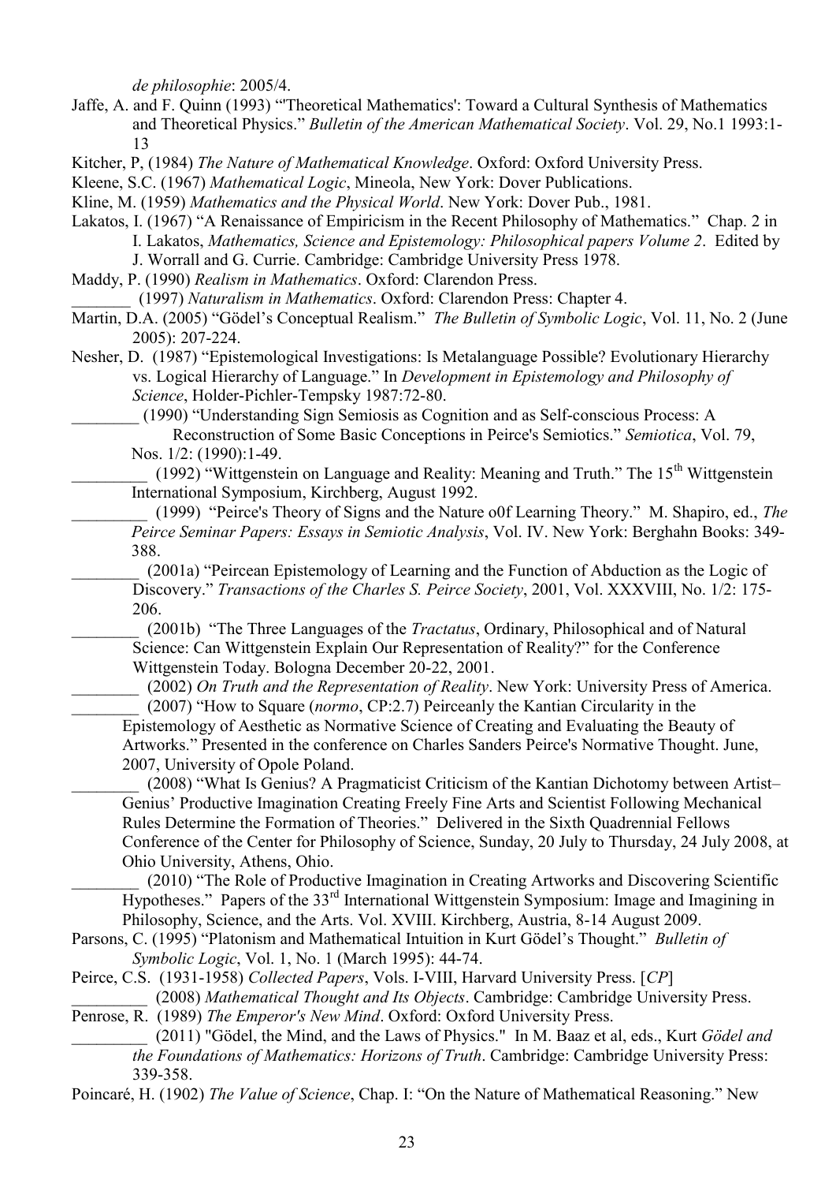*de philosophie*: 2005/4.

Jaffe, A. and F. Quinn (1993) "'Theoretical Mathematics': Toward a Cultural Synthesis of Mathematics and Theoretical Physics." *Bulletin of the American Mathematical Society*. Vol. 29, No.1 1993:1-13

Kitcher, P, (1984) *The Nature of Mathematical Knowledge*. Oxford: Oxford University Press.

Kleene, S.C. (1967) *Mathematical Logic*, Mineola, New York: Dover Publications.

Kline, M. (1959) *Mathematics and the Physical World*. New York: Dover Pub., 1981.

Lakatos, I. (1967) "A Renaissance of Empiricism in the Recent Philosophy of Mathematics." Chap. 2 in I. Lakatos, *Mathematics, Science and Epistemology: Philosophical papers Volume 2*. Edited by J. Worrall and G. Currie. Cambridge: Cambridge University Press 1978.

Maddy, P. (1990) *Realism in Mathematics*. Oxford: Clarendon Press.

_______ (1997) *Naturalism in Mathematics*. Oxford: Clarendon Press: Chapter 4.

Martin, D.A. (2005) "Gödel's Conceptual Realism." *The Bulletin of Symbolic Logic*, Vol. 11, No. 2 (June 2005): 207-224.

Nesher, D. (1987) "Epistemological Investigations: Is Metalanguage Possible? Evolutionary Hierarchy vs. Logical Hierarchy of Language." In *Development in Epistemology and Philosophy of Science*, Holder-Pichler-Tempsky 1987:72-80.

________ (1990) "Understanding Sign Semiosis as Cognition and as Self-conscious Process: A Reconstruction of Some Basic Conceptions in Peirce's Semiotics." *Semiotica*, Vol. 79, Nos. 1/2: (1990):1-49.

_________ (1992) "Wittgenstein on Language and Reality: Meaning and Truth." The 15th Wittgenstein International Symposium, Kirchberg, August 1992.

_________ (1999) "Peirce's Theory of Signs and the Nature o0f Learning Theory." M. Shapiro, ed., *The Peirce Seminar Papers: Essays in Semiotic Analysis*, Vol. IV. New York: Berghahn Books: 349-388.

________ (2001a) "Peircean Epistemology of Learning and the Function of Abduction as the Logic of Discovery." *Transactions of the Charles S. Peirce Society*, 2001, Vol. XXXVIII, No. 1/2: 175-206.

________ (2001b) "The Three Languages of the *Tractatus*, Ordinary, Philosophical and of Natural Science: Can Wittgenstein Explain Our Representation of Reality?" for the Conference Wittgenstein Today. Bologna December 20-22, 2001.

________ (2002) *On Truth and the Representation of Reality*. New York: University Press of America.

________ (2007) "How to Square (*normo*, CP:2.7) Peirceanly the Kantian Circularity in the Epistemology of Aesthetic as Normative Science of Creating and Evaluating the Beauty of Artworks." Presented in the conference on Charles Sanders Peirce's Normative Thought. June, 2007, University of Opole Poland.

________ (2008) "What Is Genius? A Pragmaticist Criticism of the Kantian Dichotomy between Artist–Genius' Productive Imagination Creating Freely Fine Arts and Scientist Following Mechanical Rules Determine the Formation of Theories." Delivered in the Sixth Quadrennial Fellows Conference of the Center for Philosophy of Science, Sunday, 20 July to Thursday, 24 July 2008, at Ohio University, Athens, Ohio.

________ (2010) "The Role of Productive Imagination in Creating Artworks and Discovering Scientific Hypotheses." Papers of the 33rd International Wittgenstein Symposium: Image and Imagining in Philosophy, Science, and the Arts. Vol. XVIII. Kirchberg, Austria, 8-14 August 2009.

Parsons, C. (1995) "Platonism and Mathematical Intuition in Kurt Gödel's Thought." *Bulletin of Symbolic Logic*, Vol. 1, No. 1 (March 1995): 44-74.

Peirce, C.S. (1931-1958) *Collected Papers*, Vols. I-VIII, Harvard University Press. [*CP*]

_________ (2008) *Mathematical Thought and Its Objects*. Cambridge: Cambridge University Press.

Penrose, R. (1989) *The Emperor's New Mind*. Oxford: Oxford University Press.

_________ (2011) "Gödel, the Mind, and the Laws of Physics." In M. Baaz et al, eds., Kurt *Gödel and the Foundations of Mathematics: Horizons of Truth*. Cambridge: Cambridge University Press: 339-358.

Poincaré, H. (1902) *The Value of Science*, Chap. I: "On the Nature of Mathematical Reasoning." New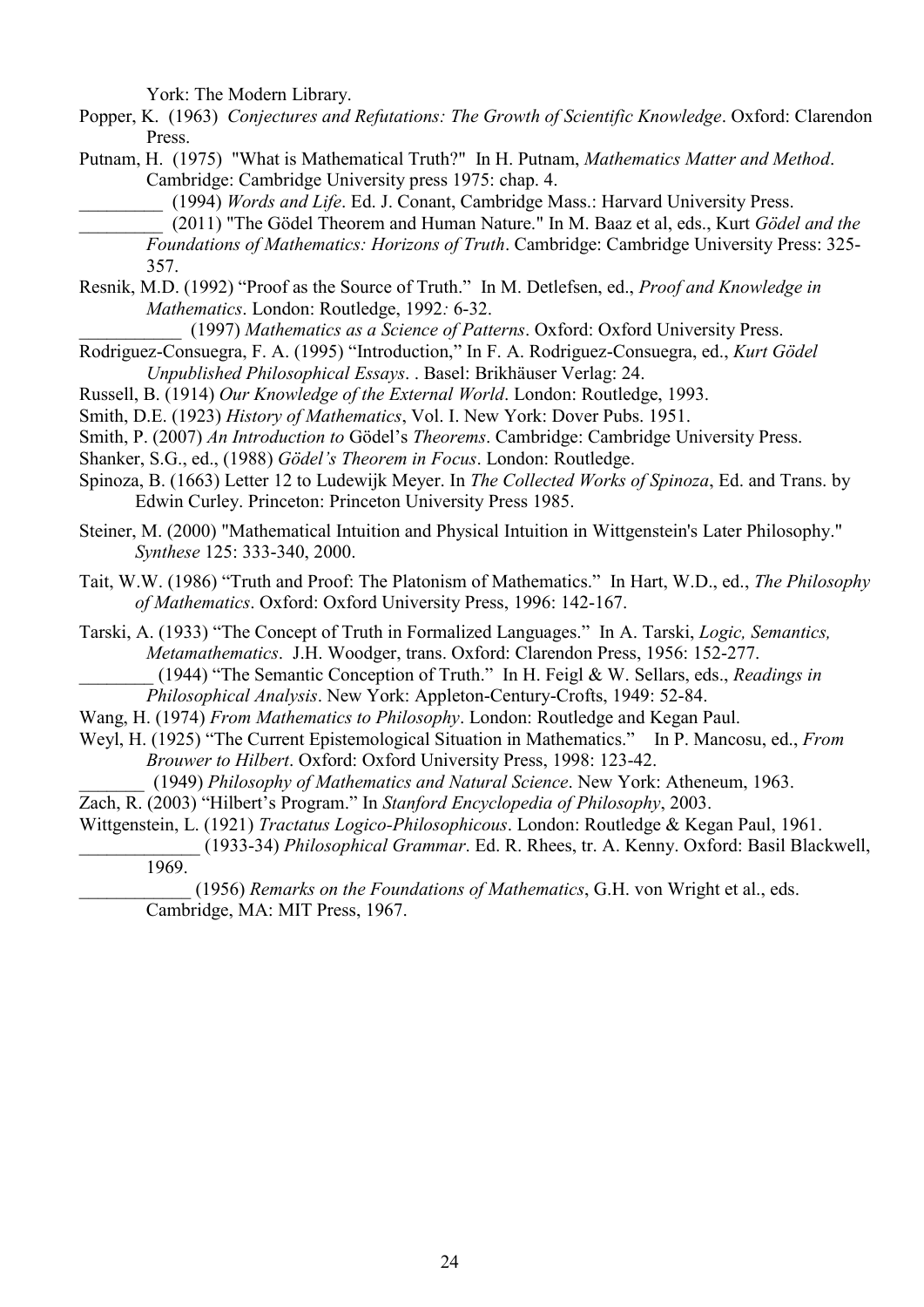York: The Modern Library.

Popper, K. (1963) *Conjectures and Refutations: The Growth of Scientific Knowledge*. Oxford: Clarendon Press.

Putnam, H. (1975) "What is Mathematical Truth?" In H. Putnam, *Mathematics Matter and Method*. Cambridge: Cambridge University press 1975: chap. 4.

_________ (1994) *Words and Life*. Ed. J. Conant, Cambridge Mass.: Harvard University Press.

_________ (2011) "The Gödel Theorem and Human Nature." In M. Baaz et al, eds., Kurt *Gödel and the Foundations of Mathematics: Horizons of Truth*. Cambridge: Cambridge University Press: 325-357.

Resnik, M.D. (1992) "Proof as the Source of Truth." In M. Detlefsen, ed., *Proof and Knowledge in Mathematics*. London: Routledge, 1992*:* 6-32.

___________ (1997) *Mathematics as a Science of Patterns*. Oxford: Oxford University Press.

Rodriguez-Consuegra, F. A. (1995) "Introduction," In F. A. Rodriguez-Consuegra, ed., *Kurt Gödel Unpublished Philosophical Essays*. . Basel: Brikhäuser Verlag: 24.

Russell, B. (1914) *Our Knowledge of the External World*. London: Routledge, 1993.

Smith, D.E. (1923) *History of Mathematics*, Vol. I. New York: Dover Pubs. 1951.

Smith, P. (2007) *An Introduction to* Gödel's *Theorems*. Cambridge: Cambridge University Press.

Shanker, S.G., ed., (1988) *Gödel's Theorem in Focus*. London: Routledge.

Spinoza, B. (1663) Letter 12 to Ludewijk Meyer. In *The Collected Works of Spinoza*, Ed. and Trans. by Edwin Curley. Princeton: Princeton University Press 1985.

Steiner, M. (2000) "Mathematical Intuition and Physical Intuition in Wittgenstein's Later Philosophy." *Synthese* 125: 333-340, 2000.

Tait, W.W. (1986) "Truth and Proof: The Platonism of Mathematics." In Hart, W.D., ed., *The Philosophy of Mathematics*. Oxford: Oxford University Press, 1996: 142-167.

Tarski, A. (1933) "The Concept of Truth in Formalized Languages." In A. Tarski, *Logic, Semantics, Metamathematics*. J.H. Woodger, trans. Oxford: Clarendon Press, 1956: 152-277.

________ (1944) "The Semantic Conception of Truth." In H. Feigl & W. Sellars, eds., *Readings in Philosophical Analysis*. New York: Appleton-Century-Crofts, 1949: 52-84.

Wang, H. (1974) *From Mathematics to Philosophy*. London: Routledge and Kegan Paul.

Weyl, H. (1925) "The Current Epistemological Situation in Mathematics." In P. Mancosu, ed., *From Brouwer to Hilbert*. Oxford: Oxford University Press, 1998: 123-42.

_______ (1949) *Philosophy of Mathematics and Natural Science*. New York: Atheneum, 1963.

Zach, R. (2003) "Hilbert's Program." In *Stanford Encyclopedia of Philosophy*, 2003.

Wittgenstein, L. (1921) *Tractatus Logico-Philosophicous*. London: Routledge & Kegan Paul, 1961.

_____________ (1933-34) *Philosophical Grammar*. Ed. R. Rhees, tr. A. Kenny. Oxford: Basil Blackwell, 1969.

____________ (1956) *Remarks on the Foundations of Mathematics*, G.H. von Wright et al., eds. Cambridge, MA: MIT Press, 1967.